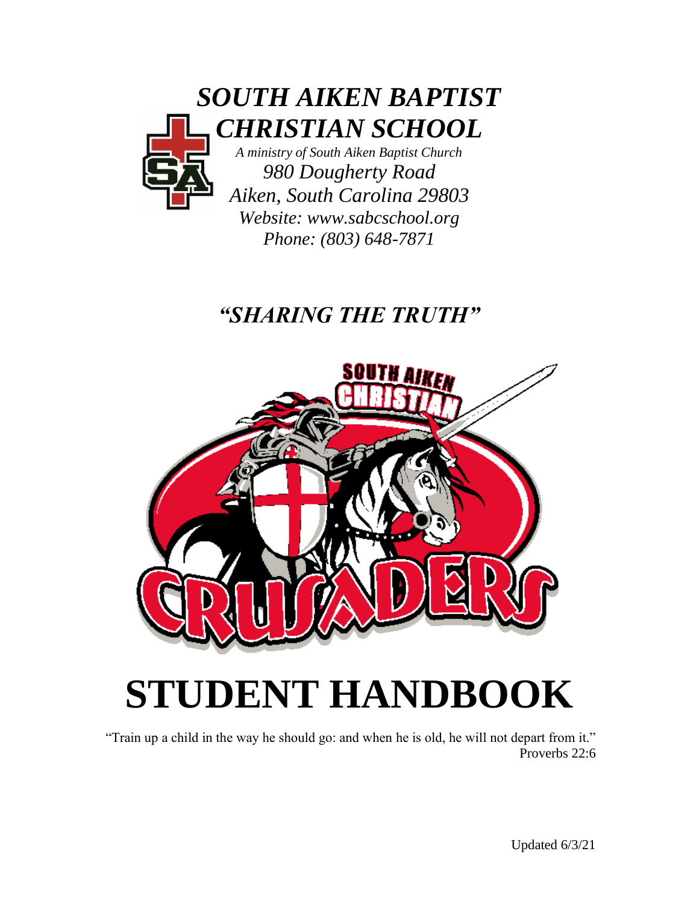# *SOUTH AIKEN BAPTIST CHRISTIAN SCHOOL*

*A ministry of South Aiken Baptist Church*

*980 Dougherty Road*

*Aiken, South Carolina 29803*

*Website: www.sabcschool.org*

*Phone: (803) 648-7871*

## *"SHARING THE TRUTH"*

# STUDENT HANDBOOK

"Train up a child in the way he should go: and when he is old, he will not depart from it."
Proverbs 22:6

Updated 6/3/21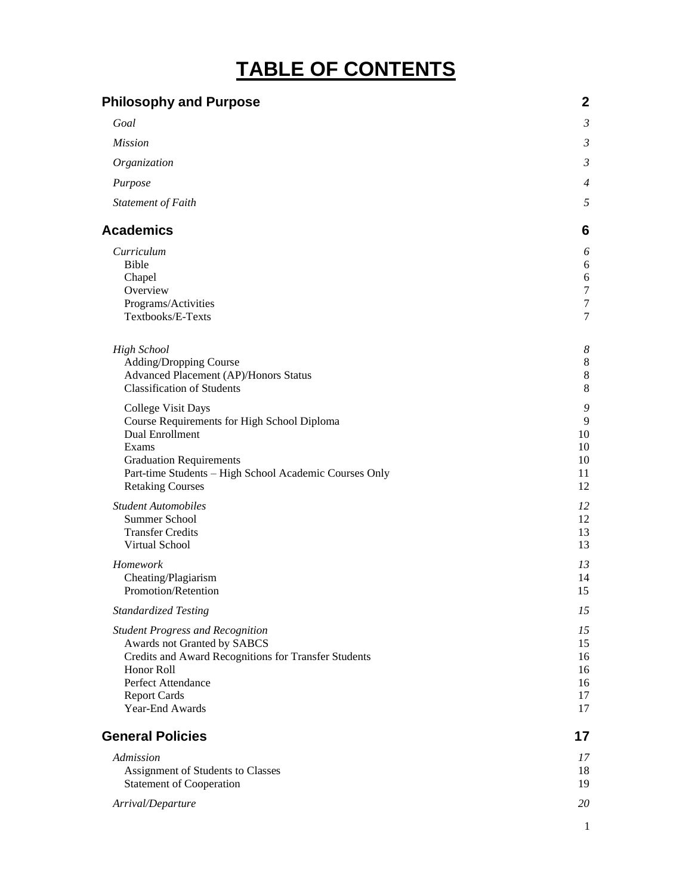# TABLE OF CONTENTS

| | |
|---|---|
| **Philosophy and Purpose** | **2** |
| *Goal* | *3* |
| *Mission* | *3* |
| *Organization* | *3* |
| *Purpose* | *4* |
| *Statement of Faith* | *5* |
| **Academics** | **6** |
| *Curriculum* | *6* |
| Bible | 6 |
| Chapel | 6 |
| Overview | 7 |
| Programs/Activities | 7 |
| Textbooks/E-Texts | 7 |
| *High School* | *8* |
| Adding/Dropping Course | 8 |
| Advanced Placement (AP)/Honors Status | 8 |
| Classification of Students | 8 |
| College Visit Days | 9 |
| Course Requirements for High School Diploma | 9 |
| Dual Enrollment | 10 |
| Exams | 10 |
| Graduation Requirements | 10 |
| Part-time Students – High School Academic Courses Only | 11 |
| Retaking Courses | 12 |
| *Student Automobiles* | *12* |
| Summer School | 12 |
| Transfer Credits | 13 |
| Virtual School | 13 |
| *Homework* | *13* |
| Cheating/Plagiarism | 14 |
| Promotion/Retention | 15 |
| *Standardized Testing* | *15* |
| *Student Progress and Recognition* | *15* |
| Awards not Granted by SABCS | 15 |
| Credits and Award Recognitions for Transfer Students | 16 |
| Honor Roll | 16 |
| Perfect Attendance | 16 |
| Report Cards | 17 |
| Year-End Awards | 17 |
| **General Policies** | **17** |
| *Admission* | *17* |
| Assignment of Students to Classes | 18 |
| Statement of Cooperation | 19 |
| *Arrival/Departure* | *20* |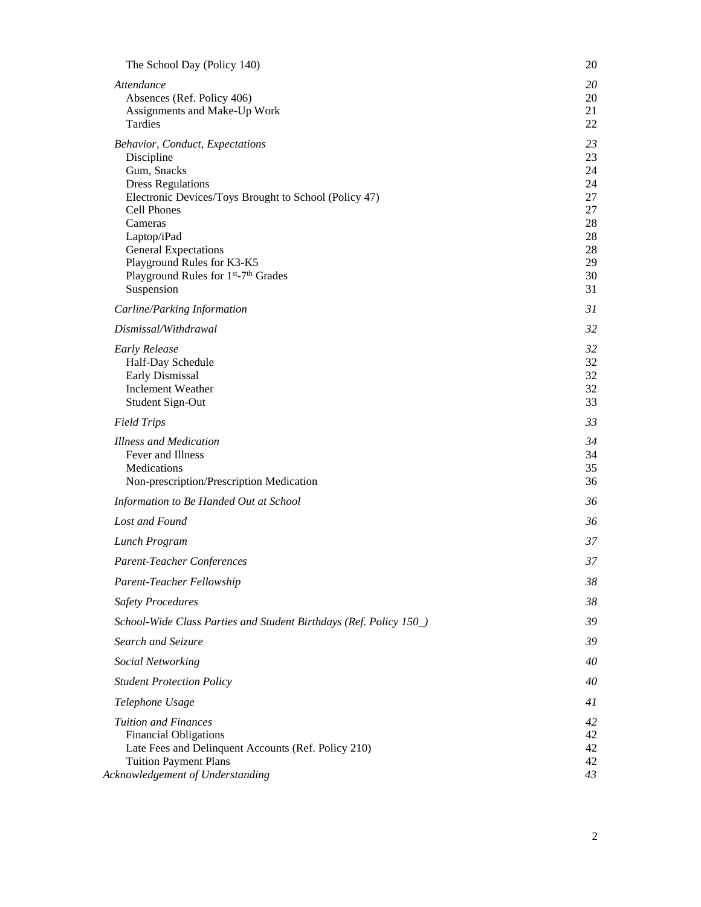| | |
|---|---|
| The School Day (Policy 140) | 20 |
| *Attendance* | *20* |
| Absences (Ref. Policy 406) | 20 |
| Assignments and Make-Up Work | 21 |
| Tardies | 22 |
| *Behavior, Conduct, Expectations* | *23* |
| Discipline | 23 |
| Gum, Snacks | 24 |
| Dress Regulations | 24 |
| Electronic Devices/Toys Brought to School (Policy 47) | 27 |
| Cell Phones | 27 |
| Cameras | 28 |
| Laptop/iPad | 28 |
| General Expectations | 28 |
| Playground Rules for K3-K5 | 29 |
| Playground Rules for 1st-7th Grades | 30 |
| Suspension | 31 |
| *Carline/Parking Information* | *31* |
| *Dismissal/Withdrawal* | *32* |
| *Early Release* | *32* |
| Half-Day Schedule | 32 |
| Early Dismissal | 32 |
| Inclement Weather | 32 |
| Student Sign-Out | 33 |
| *Field Trips* | *33* |
| *Illness and Medication* | *34* |
| Fever and Illness | 34 |
| Medications | 35 |
| Non-prescription/Prescription Medication | 36 |
| *Information to Be Handed Out at School* | *36* |
| *Lost and Found* | *36* |
| *Lunch Program* | *37* |
| *Parent-Teacher Conferences* | *37* |
| *Parent-Teacher Fellowship* | *38* |
| *Safety Procedures* | *38* |
| *School-Wide Class Parties and Student Birthdays (Ref. Policy 150_)* | *39* |
| *Search and Seizure* | *39* |
| *Social Networking* | *40* |
| *Student Protection Policy* | *40* |
| *Telephone Usage* | *41* |
| *Tuition and Finances* | *42* |
| Financial Obligations | 42 |
| Late Fees and Delinquent Accounts (Ref. Policy 210) | 42 |
| Tuition Payment Plans | 42 |
| *Acknowledgement of Understanding* | *43* |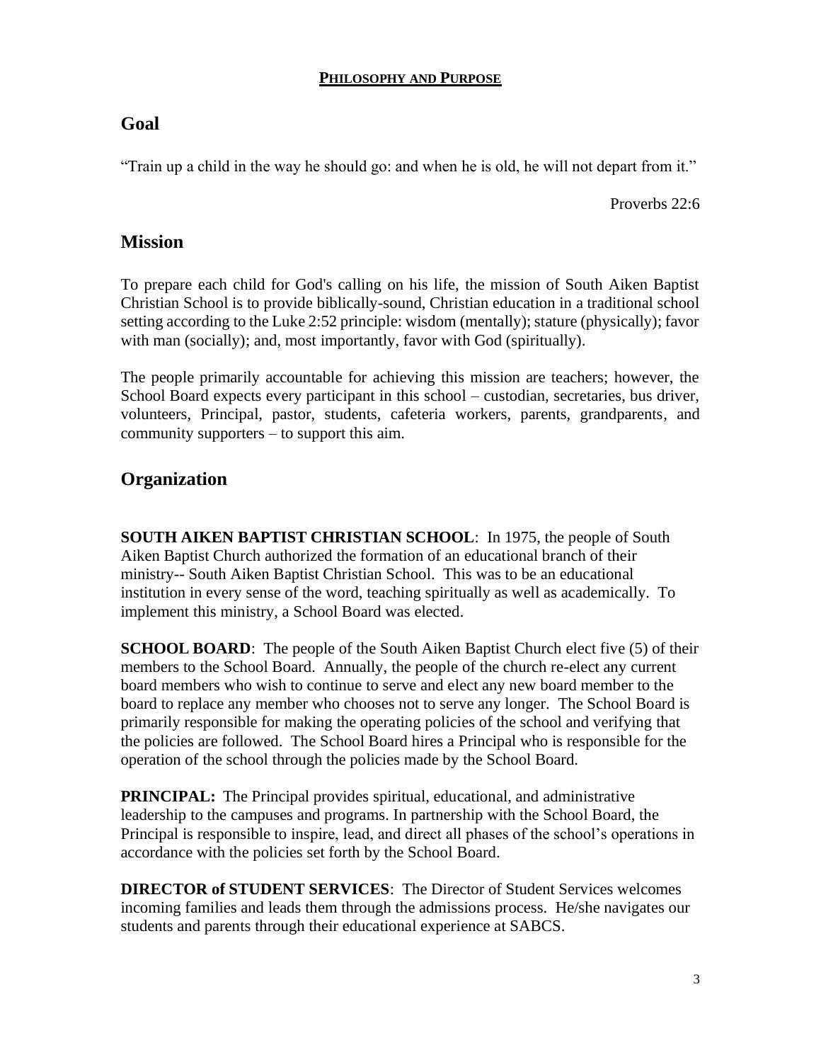## **PHILOSOPHY AND PURPOSE**

## Goal

"Train up a child in the way he should go: and when he is old, he will not depart from it."

Proverbs 22:6

## Mission

To prepare each child for God's calling on his life, the mission of South Aiken Baptist Christian School is to provide biblically-sound, Christian education in a traditional school setting according to the Luke 2:52 principle: wisdom (mentally); stature (physically); favor with man (socially); and, most importantly, favor with God (spiritually).

The people primarily accountable for achieving this mission are teachers; however, the School Board expects every participant in this school – custodian, secretaries, bus driver, volunteers, Principal, pastor, students, cafeteria workers, parents, grandparents, and community supporters – to support this aim.

## Organization

**SOUTH AIKEN BAPTIST CHRISTIAN SCHOOL**: In 1975, the people of South Aiken Baptist Church authorized the formation of an educational branch of their ministry-- South Aiken Baptist Christian School. This was to be an educational institution in every sense of the word, teaching spiritually as well as academically. To implement this ministry, a School Board was elected.

**SCHOOL BOARD**: The people of the South Aiken Baptist Church elect five (5) of their members to the School Board. Annually, the people of the church re-elect any current board members who wish to continue to serve and elect any new board member to the board to replace any member who chooses not to serve any longer. The School Board is primarily responsible for making the operating policies of the school and verifying that the policies are followed. The School Board hires a Principal who is responsible for the operation of the school through the policies made by the School Board.

**PRINCIPAL:** The Principal provides spiritual, educational, and administrative leadership to the campuses and programs. In partnership with the School Board, the Principal is responsible to inspire, lead, and direct all phases of the school's operations in accordance with the policies set forth by the School Board.

**DIRECTOR of STUDENT SERVICES**: The Director of Student Services welcomes incoming families and leads them through the admissions process. He/she navigates our students and parents through their educational experience at SABCS.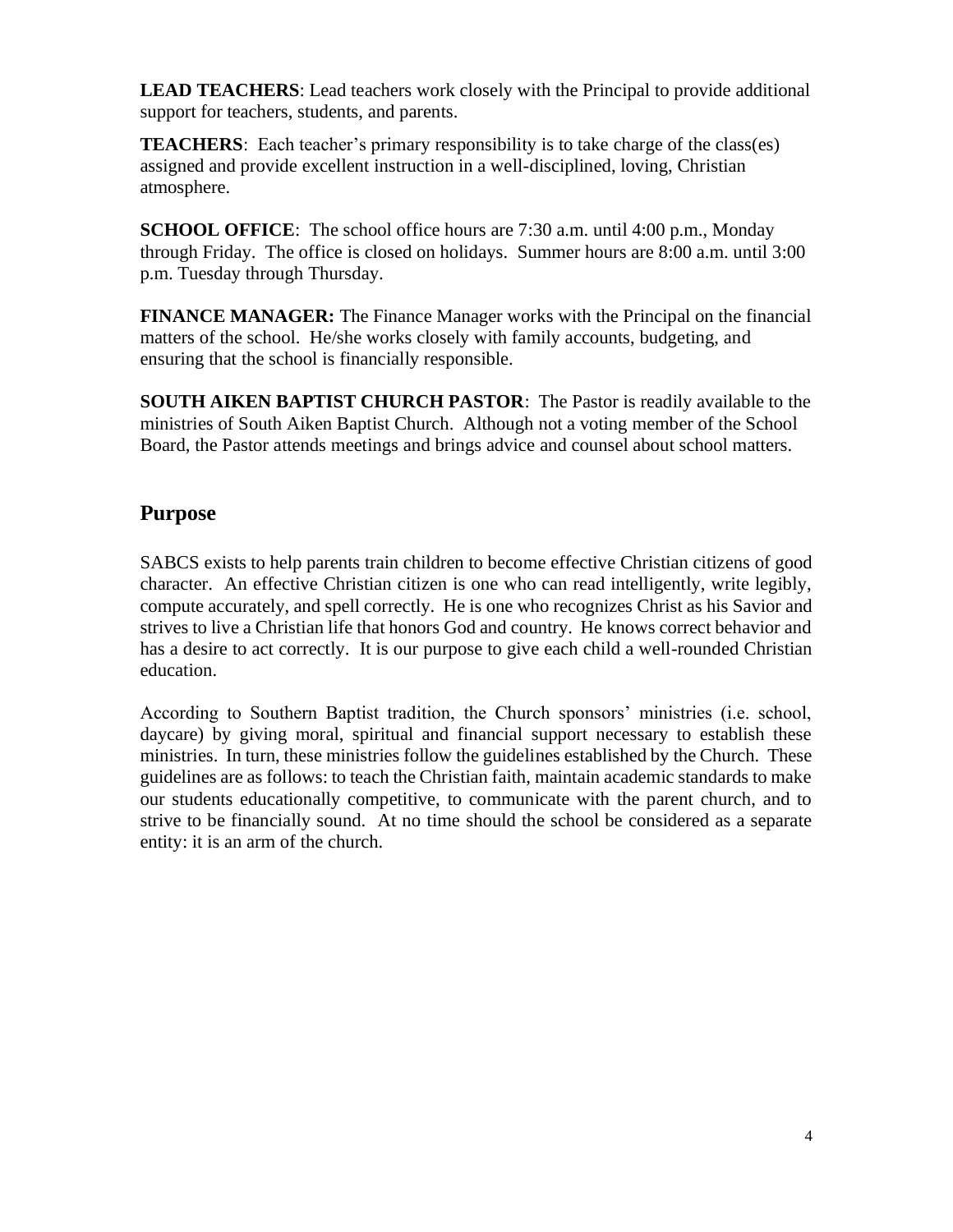**LEAD TEACHERS**: Lead teachers work closely with the Principal to provide additional support for teachers, students, and parents.

**TEACHERS**: Each teacher's primary responsibility is to take charge of the class(es) assigned and provide excellent instruction in a well-disciplined, loving, Christian atmosphere.

**SCHOOL OFFICE**: The school office hours are 7:30 a.m. until 4:00 p.m., Monday through Friday. The office is closed on holidays. Summer hours are 8:00 a.m. until 3:00 p.m. Tuesday through Thursday.

**FINANCE MANAGER:** The Finance Manager works with the Principal on the financial matters of the school. He/she works closely with family accounts, budgeting, and ensuring that the school is financially responsible.

**SOUTH AIKEN BAPTIST CHURCH PASTOR**: The Pastor is readily available to the ministries of South Aiken Baptist Church. Although not a voting member of the School Board, the Pastor attends meetings and brings advice and counsel about school matters.

## Purpose

SABCS exists to help parents train children to become effective Christian citizens of good character. An effective Christian citizen is one who can read intelligently, write legibly, compute accurately, and spell correctly. He is one who recognizes Christ as his Savior and strives to live a Christian life that honors God and country. He knows correct behavior and has a desire to act correctly. It is our purpose to give each child a well-rounded Christian education.

According to Southern Baptist tradition, the Church sponsors' ministries (i.e. school, daycare) by giving moral, spiritual and financial support necessary to establish these ministries. In turn, these ministries follow the guidelines established by the Church. These guidelines are as follows: to teach the Christian faith, maintain academic standards to make our students educationally competitive, to communicate with the parent church, and to strive to be financially sound. At no time should the school be considered as a separate entity: it is an arm of the church.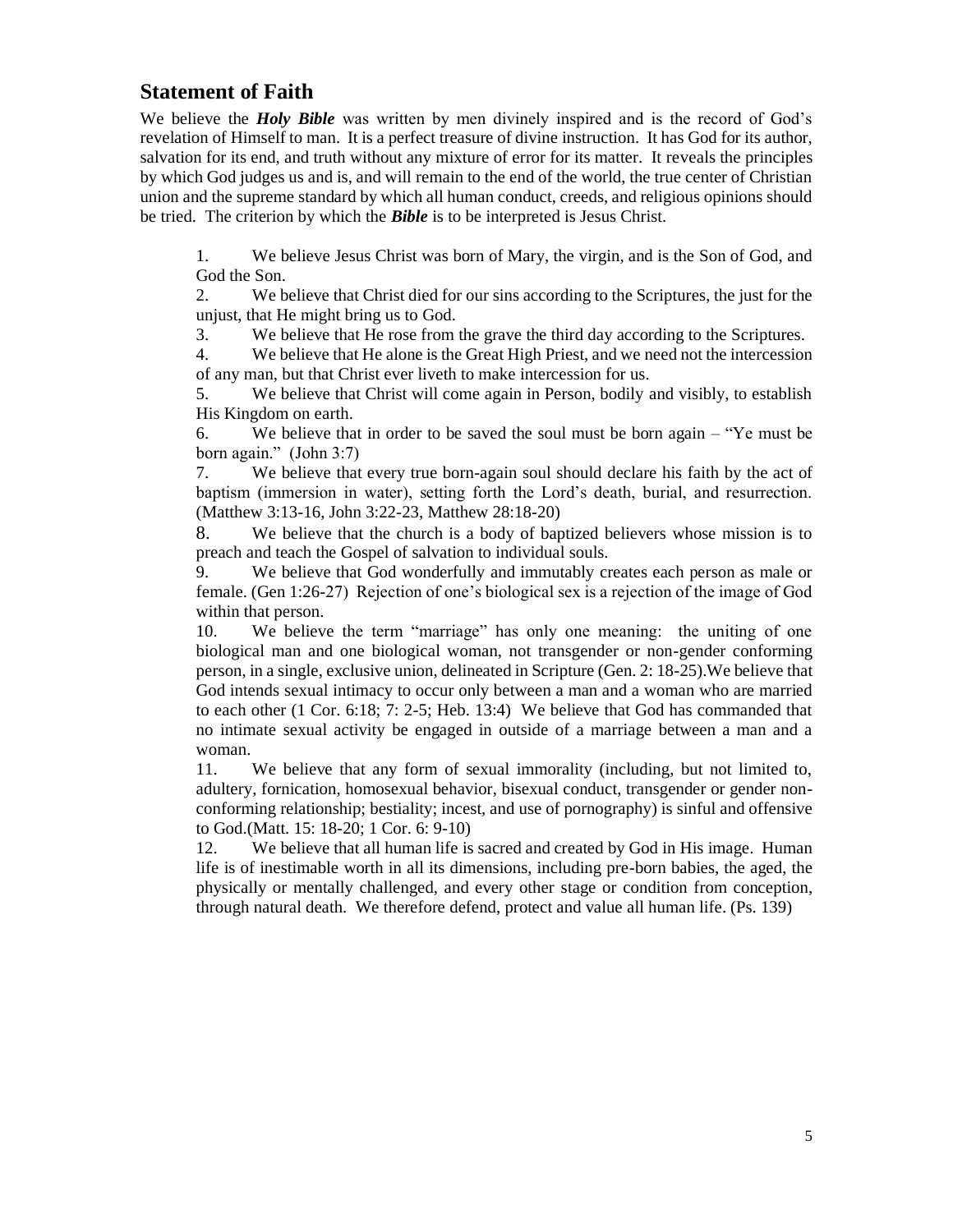## Statement of Faith

We believe the ***Holy Bible*** was written by men divinely inspired and is the record of God's revelation of Himself to man. It is a perfect treasure of divine instruction. It has God for its author, salvation for its end, and truth without any mixture of error for its matter. It reveals the principles by which God judges us and is, and will remain to the end of the world, the true center of Christian union and the supreme standard by which all human conduct, creeds, and religious opinions should be tried. The criterion by which the ***Bible*** is to be interpreted is Jesus Christ.

1. We believe Jesus Christ was born of Mary, the virgin, and is the Son of God, and God the Son.
2. We believe that Christ died for our sins according to the Scriptures, the just for the unjust, that He might bring us to God.
3. We believe that He rose from the grave the third day according to the Scriptures.
4. We believe that He alone is the Great High Priest, and we need not the intercession of any man, but that Christ ever liveth to make intercession for us.
5. We believe that Christ will come again in Person, bodily and visibly, to establish His Kingdom on earth.
6. We believe that in order to be saved the soul must be born again – "Ye must be born again." (John 3:7)
7. We believe that every true born-again soul should declare his faith by the act of baptism (immersion in water), setting forth the Lord's death, burial, and resurrection. (Matthew 3:13-16, John 3:22-23, Matthew 28:18-20)
8. We believe that the church is a body of baptized believers whose mission is to preach and teach the Gospel of salvation to individual souls.
9. We believe that God wonderfully and immutably creates each person as male or female. (Gen 1:26-27) Rejection of one's biological sex is a rejection of the image of God within that person.
10. We believe the term "marriage" has only one meaning: the uniting of one biological man and one biological woman, not transgender or non-gender conforming person, in a single, exclusive union, delineated in Scripture (Gen. 2: 18-25).We believe that God intends sexual intimacy to occur only between a man and a woman who are married to each other (1 Cor. 6:18; 7: 2-5; Heb. 13:4) We believe that God has commanded that no intimate sexual activity be engaged in outside of a marriage between a man and a woman.
11. We believe that any form of sexual immorality (including, but not limited to, adultery, fornication, homosexual behavior, bisexual conduct, transgender or gender non-conforming relationship; bestiality; incest, and use of pornography) is sinful and offensive to God.(Matt. 15: 18-20; 1 Cor. 6: 9-10)
12. We believe that all human life is sacred and created by God in His image. Human life is of inestimable worth in all its dimensions, including pre-born babies, the aged, the physically or mentally challenged, and every other stage or condition from conception, through natural death. We therefore defend, protect and value all human life. (Ps. 139)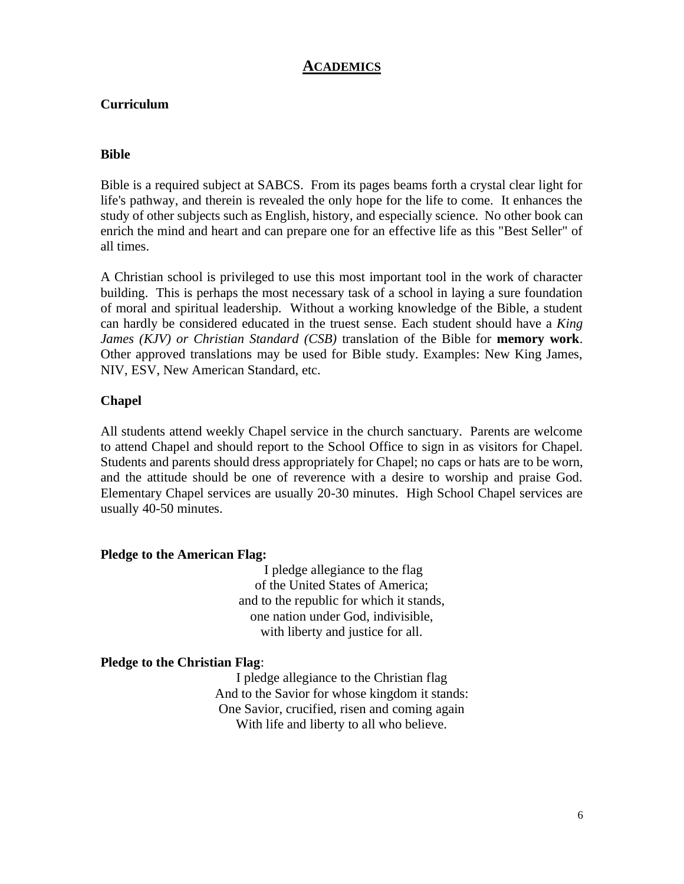# ACADEMICS

## Curriculum

### Bible

Bible is a required subject at SABCS. From its pages beams forth a crystal clear light for life's pathway, and therein is revealed the only hope for the life to come. It enhances the study of other subjects such as English, history, and especially science. No other book can enrich the mind and heart and can prepare one for an effective life as this "Best Seller" of all times.

A Christian school is privileged to use this most important tool in the work of character building. This is perhaps the most necessary task of a school in laying a sure foundation of moral and spiritual leadership. Without a working knowledge of the Bible, a student can hardly be considered educated in the truest sense. Each student should have a *King James (KJV) or Christian Standard (CSB)* translation of the Bible for **memory work**. Other approved translations may be used for Bible study. Examples: New King James, NIV, ESV, New American Standard, etc.

### Chapel

All students attend weekly Chapel service in the church sanctuary. Parents are welcome to attend Chapel and should report to the School Office to sign in as visitors for Chapel. Students and parents should dress appropriately for Chapel; no caps or hats are to be worn, and the attitude should be one of reverence with a desire to worship and praise God. Elementary Chapel services are usually 20-30 minutes. High School Chapel services are usually 40-50 minutes.

**Pledge to the American Flag:**

I pledge allegiance to the flag  
of the United States of America;  
and to the republic for which it stands,  
one nation under God, indivisible,  
with liberty and justice for all.

**Pledge to the Christian Flag**:

I pledge allegiance to the Christian flag  
And to the Savior for whose kingdom it stands:  
One Savior, crucified, risen and coming again  
With life and liberty to all who believe.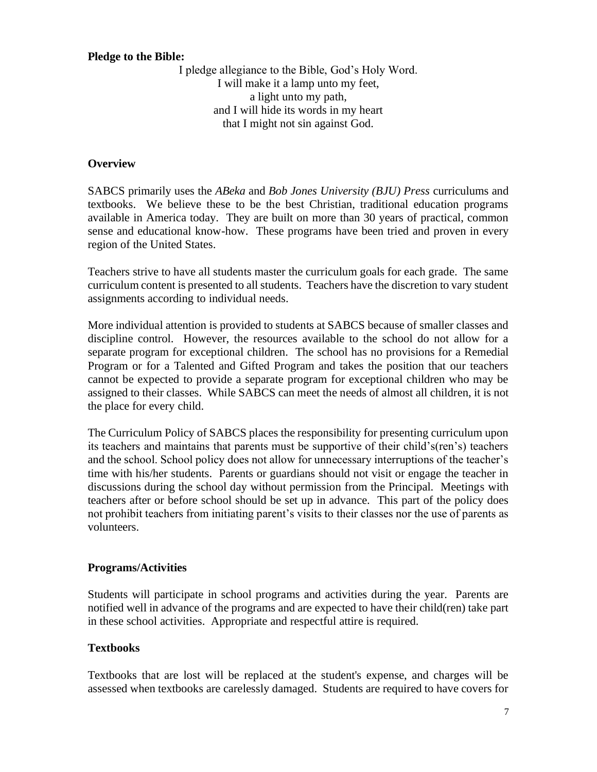**Pledge to the Bible:**

I pledge allegiance to the Bible, God's Holy Word.
I will make it a lamp unto my feet,
a light unto my path,
and I will hide its words in my heart
that I might not sin against God.

## Overview

SABCS primarily uses the *ABeka* and *Bob Jones University (BJU) Press* curriculums and textbooks. We believe these to be the best Christian, traditional education programs available in America today. They are built on more than 30 years of practical, common sense and educational know-how. These programs have been tried and proven in every region of the United States.

Teachers strive to have all students master the curriculum goals for each grade. The same curriculum content is presented to all students. Teachers have the discretion to vary student assignments according to individual needs.

More individual attention is provided to students at SABCS because of smaller classes and discipline control. However, the resources available to the school do not allow for a separate program for exceptional children. The school has no provisions for a Remedial Program or for a Talented and Gifted Program and takes the position that our teachers cannot be expected to provide a separate program for exceptional children who may be assigned to their classes. While SABCS can meet the needs of almost all children, it is not the place for every child.

The Curriculum Policy of SABCS places the responsibility for presenting curriculum upon its teachers and maintains that parents must be supportive of their child's(ren's) teachers and the school. School policy does not allow for unnecessary interruptions of the teacher's time with his/her students. Parents or guardians should not visit or engage the teacher in discussions during the school day without permission from the Principal. Meetings with teachers after or before school should be set up in advance. This part of the policy does not prohibit teachers from initiating parent's visits to their classes nor the use of parents as volunteers.

## Programs/Activities

Students will participate in school programs and activities during the year. Parents are notified well in advance of the programs and are expected to have their child(ren) take part in these school activities. Appropriate and respectful attire is required.

## Textbooks

Textbooks that are lost will be replaced at the student's expense, and charges will be assessed when textbooks are carelessly damaged. Students are required to have covers for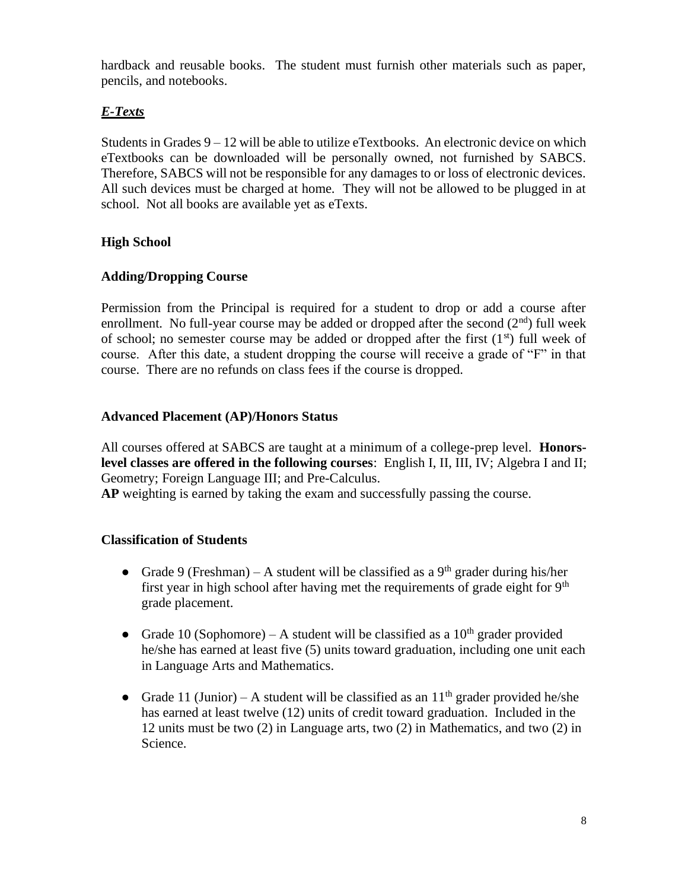hardback and reusable books. The student must furnish other materials such as paper, pencils, and notebooks.

### ***E-Texts***

Students in Grades 9 – 12 will be able to utilize eTextbooks. An electronic device on which eTextbooks can be downloaded will be personally owned, not furnished by SABCS. Therefore, SABCS will not be responsible for any damages to or loss of electronic devices. All such devices must be charged at home. They will not be allowed to be plugged in at school. Not all books are available yet as eTexts.

## **High School**

### **Adding/Dropping Course**

Permission from the Principal is required for a student to drop or add a course after enrollment. No full-year course may be added or dropped after the second (2nd) full week of school; no semester course may be added or dropped after the first (1st) full week of course. After this date, a student dropping the course will receive a grade of "F" in that course. There are no refunds on class fees if the course is dropped.

### **Advanced Placement (AP)/Honors Status**

All courses offered at SABCS are taught at a minimum of a college-prep level. **Honors-level classes are offered in the following courses**: English I, II, III, IV; Algebra I and II; Geometry; Foreign Language III; and Pre-Calculus.
**AP** weighting is earned by taking the exam and successfully passing the course.

### **Classification of Students**

- Grade 9 (Freshman) – A student will be classified as a 9th grader during his/her first year in high school after having met the requirements of grade eight for 9th grade placement.
- Grade 10 (Sophomore) – A student will be classified as a 10th grader provided he/she has earned at least five (5) units toward graduation, including one unit each in Language Arts and Mathematics.
- Grade 11 (Junior) – A student will be classified as an 11th grader provided he/she has earned at least twelve (12) units of credit toward graduation. Included in the 12 units must be two (2) in Language arts, two (2) in Mathematics, and two (2) in Science.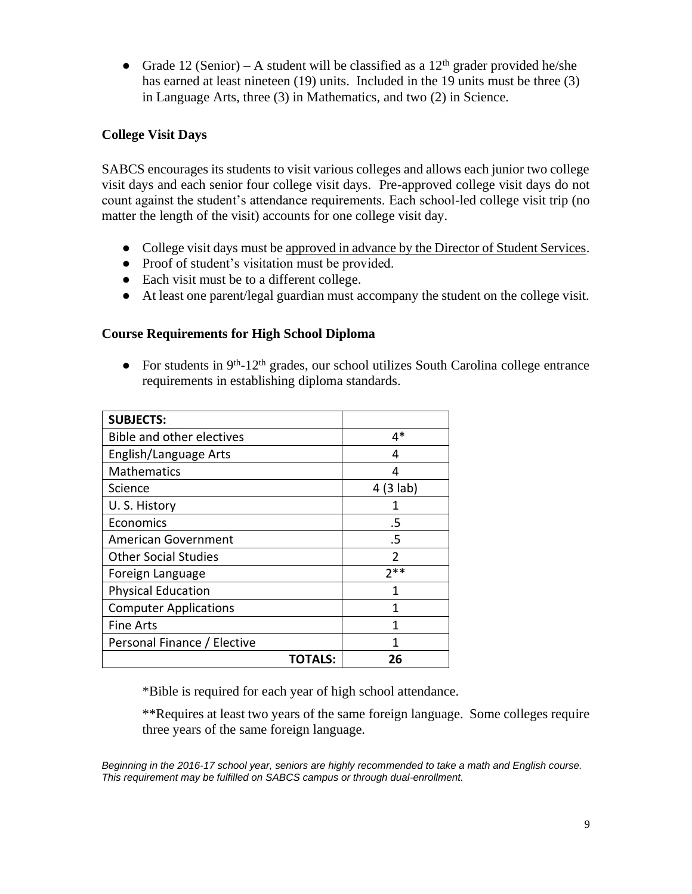- Grade 12 (Senior) – A student will be classified as a 12th grader provided he/she has earned at least nineteen (19) units. Included in the 19 units must be three (3) in Language Arts, three (3) in Mathematics, and two (2) in Science.

### College Visit Days

SABCS encourages its students to visit various colleges and allows each junior two college visit days and each senior four college visit days. Pre-approved college visit days do not count against the student's attendance requirements. Each school-led college visit trip (no matter the length of the visit) accounts for one college visit day.

- College visit days must be approved in advance by the Director of Student Services.
- Proof of student's visitation must be provided.
- Each visit must be to a different college.
- At least one parent/legal guardian must accompany the student on the college visit.

### Course Requirements for High School Diploma

- For students in 9th-12th grades, our school utilizes South Carolina college entrance requirements in establishing diploma standards.

| SUBJECTS: | |
|---|---|
| Bible and other electives | 4* |
| English/Language Arts | 4 |
| Mathematics | 4 |
| Science | 4 (3 lab) |
| U. S. History | 1 |
| Economics | .5 |
| American Government | .5 |
| Other Social Studies | 2 |
| Foreign Language | 2** |
| Physical Education | 1 |
| Computer Applications | 1 |
| Fine Arts | 1 |
| Personal Finance / Elective | 1 |
| **TOTALS:** | **26** |

*Bible is required for each year of high school attendance.

**Requires at least two years of the same foreign language. Some colleges require three years of the same foreign language.

*Beginning in the 2016-17 school year, seniors are highly recommended to take a math and English course. This requirement may be fulfilled on SABCS campus or through dual-enrollment.*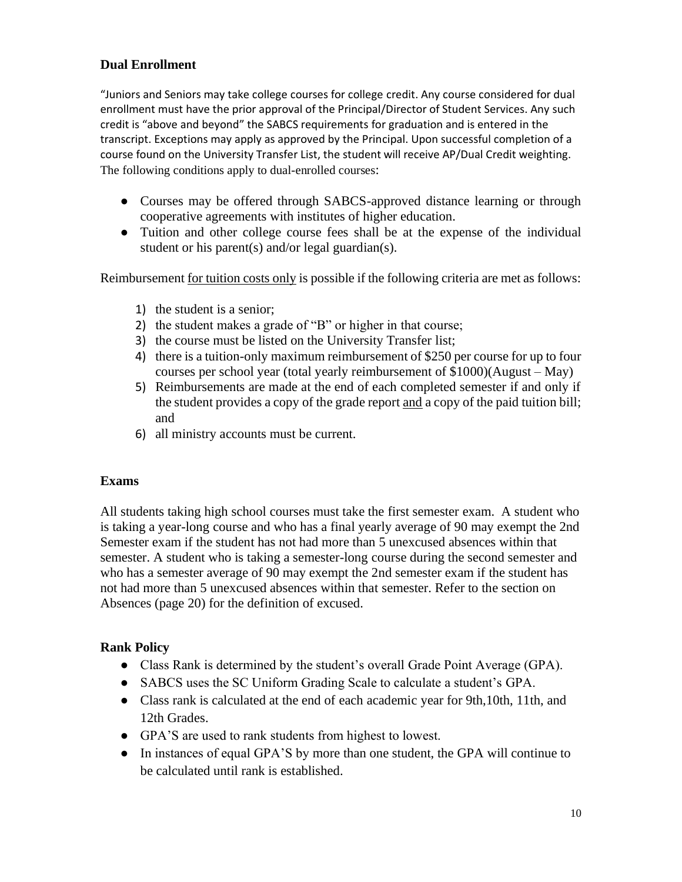### Dual Enrollment

"Juniors and Seniors may take college courses for college credit. Any course considered for dual enrollment must have the prior approval of the Principal/Director of Student Services. Any such credit is "above and beyond" the SABCS requirements for graduation and is entered in the transcript. Exceptions may apply as approved by the Principal. Upon successful completion of a course found on the University Transfer List, the student will receive AP/Dual Credit weighting. The following conditions apply to dual-enrolled courses:

- Courses may be offered through SABCS-approved distance learning or through cooperative agreements with institutes of higher education.
- Tuition and other college course fees shall be at the expense of the individual student or his parent(s) and/or legal guardian(s).

Reimbursement <u>for tuition costs only</u> is possible if the following criteria are met as follows:

1) the student is a senior;
2) the student makes a grade of "B" or higher in that course;
3) the course must be listed on the University Transfer list;
4) there is a tuition-only maximum reimbursement of $250 per course for up to four courses per school year (total yearly reimbursement of $1000)(August – May)
5) Reimbursements are made at the end of each completed semester if and only if the student provides a copy of the grade report <u>and</u> a copy of the paid tuition bill; and
6) all ministry accounts must be current.

### Exams

All students taking high school courses must take the first semester exam. A student who is taking a year-long course and who has a final yearly average of 90 may exempt the 2nd Semester exam if the student has not had more than 5 unexcused absences within that semester. A student who is taking a semester-long course during the second semester and who has a semester average of 90 may exempt the 2nd semester exam if the student has not had more than 5 unexcused absences within that semester. Refer to the section on Absences (page 20) for the definition of excused.

### Rank Policy

- Class Rank is determined by the student's overall Grade Point Average (GPA).
- SABCS uses the SC Uniform Grading Scale to calculate a student's GPA.
- Class rank is calculated at the end of each academic year for 9th,10th, 11th, and 12th Grades.
- GPA'S are used to rank students from highest to lowest.
- In instances of equal GPA'S by more than one student, the GPA will continue to be calculated until rank is established.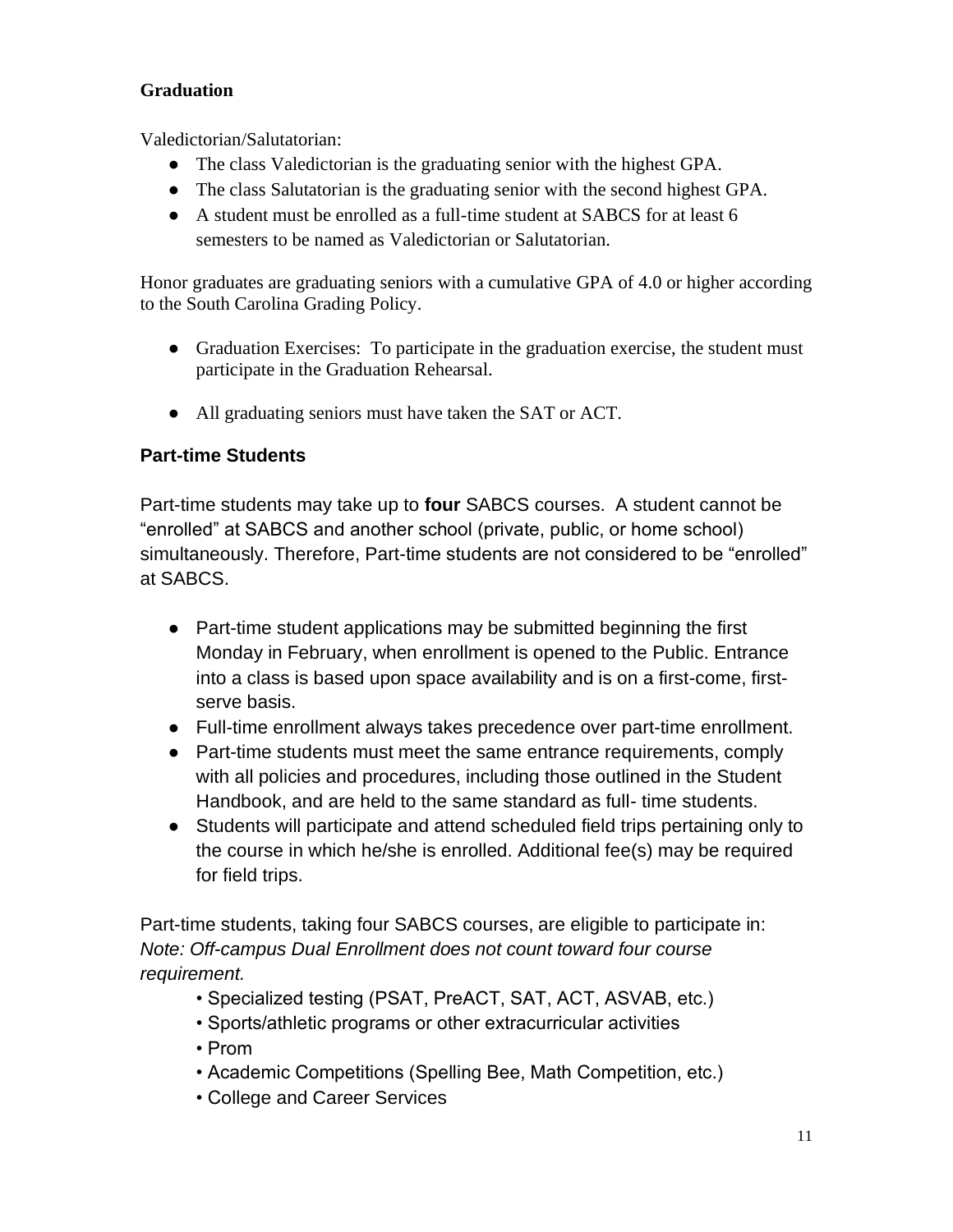### Graduation

Valedictorian/Salutatorian:

- The class Valedictorian is the graduating senior with the highest GPA.
- The class Salutatorian is the graduating senior with the second highest GPA.
- A student must be enrolled as a full-time student at SABCS for at least 6 semesters to be named as Valedictorian or Salutatorian.

Honor graduates are graduating seniors with a cumulative GPA of 4.0 or higher according to the South Carolina Grading Policy.

- Graduation Exercises: To participate in the graduation exercise, the student must participate in the Graduation Rehearsal.
- All graduating seniors must have taken the SAT or ACT.

### Part-time Students

Part-time students may take up to **four** SABCS courses. A student cannot be "enrolled" at SABCS and another school (private, public, or home school) simultaneously. Therefore, Part-time students are not considered to be "enrolled" at SABCS.

- Part-time student applications may be submitted beginning the first Monday in February, when enrollment is opened to the Public. Entrance into a class is based upon space availability and is on a first-come, first-serve basis.
- Full-time enrollment always takes precedence over part-time enrollment.
- Part-time students must meet the same entrance requirements, comply with all policies and procedures, including those outlined in the Student Handbook, and are held to the same standard as full- time students.
- Students will participate and attend scheduled field trips pertaining only to the course in which he/she is enrolled. Additional fee(s) may be required for field trips.

Part-time students, taking four SABCS courses, are eligible to participate in:
*Note: Off-campus Dual Enrollment does not count toward four course requirement.*

- Specialized testing (PSAT, PreACT, SAT, ACT, ASVAB, etc.)
- Sports/athletic programs or other extracurricular activities
- Prom
- Academic Competitions (Spelling Bee, Math Competition, etc.)
- College and Career Services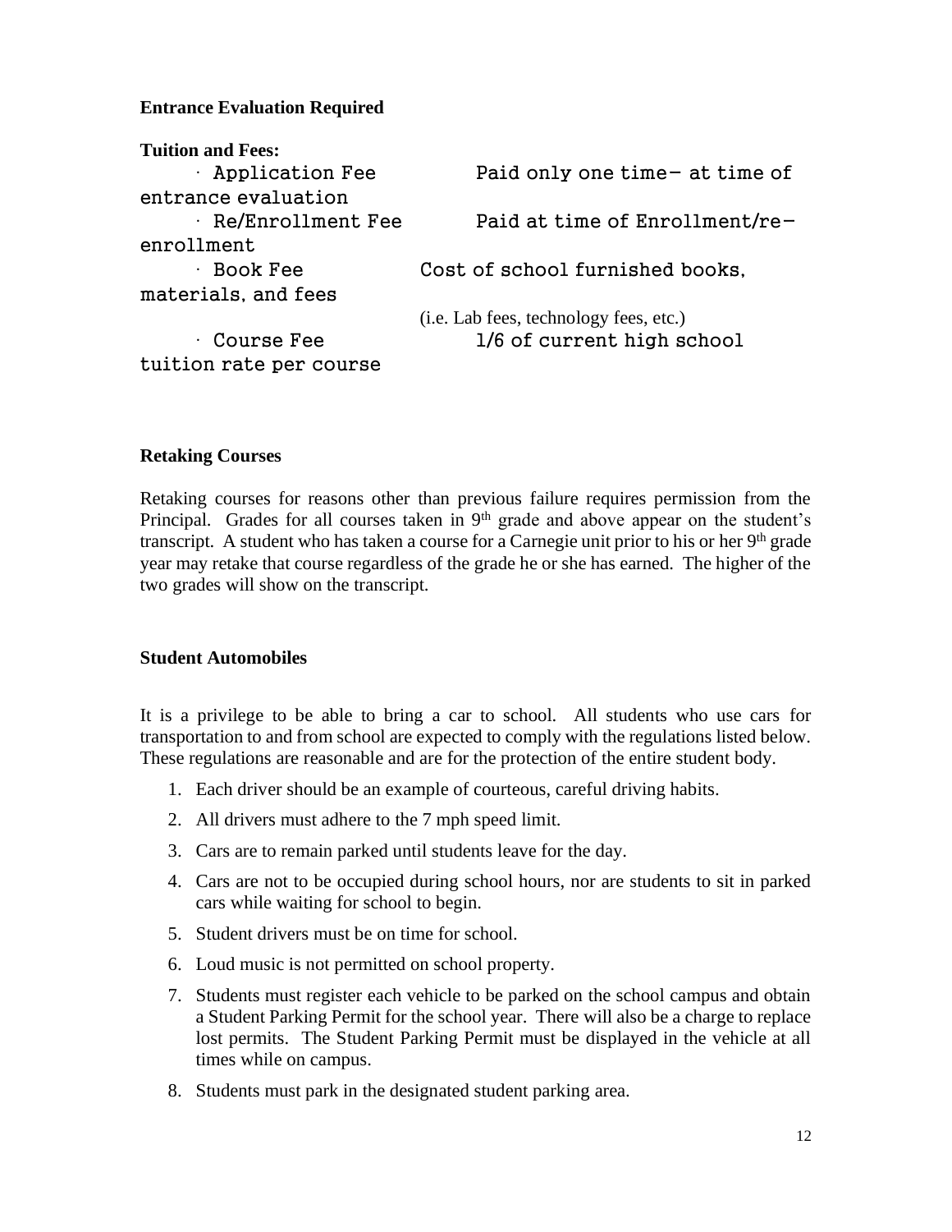**Entrance Evaluation Required**

**Tuition and Fees:**

- Application Fee — Paid only one time– at time of entrance evaluation
- Re/Enrollment Fee — Paid at time of Enrollment/re-enrollment
- Book Fee — Cost of school furnished books, materials, and fees (i.e. Lab fees, technology fees, etc.)
- Course Fee — 1/6 of current high school tuition rate per course

**Retaking Courses**

Retaking courses for reasons other than previous failure requires permission from the Principal. Grades for all courses taken in 9th grade and above appear on the student's transcript. A student who has taken a course for a Carnegie unit prior to his or her 9th grade year may retake that course regardless of the grade he or she has earned. The higher of the two grades will show on the transcript.

**Student Automobiles**

It is a privilege to be able to bring a car to school. All students who use cars for transportation to and from school are expected to comply with the regulations listed below. These regulations are reasonable and are for the protection of the entire student body.

1. Each driver should be an example of courteous, careful driving habits.
2. All drivers must adhere to the 7 mph speed limit.
3. Cars are to remain parked until students leave for the day.
4. Cars are not to be occupied during school hours, nor are students to sit in parked cars while waiting for school to begin.
5. Student drivers must be on time for school.
6. Loud music is not permitted on school property.
7. Students must register each vehicle to be parked on the school campus and obtain a Student Parking Permit for the school year. There will also be a charge to replace lost permits. The Student Parking Permit must be displayed in the vehicle at all times while on campus.
8. Students must park in the designated student parking area.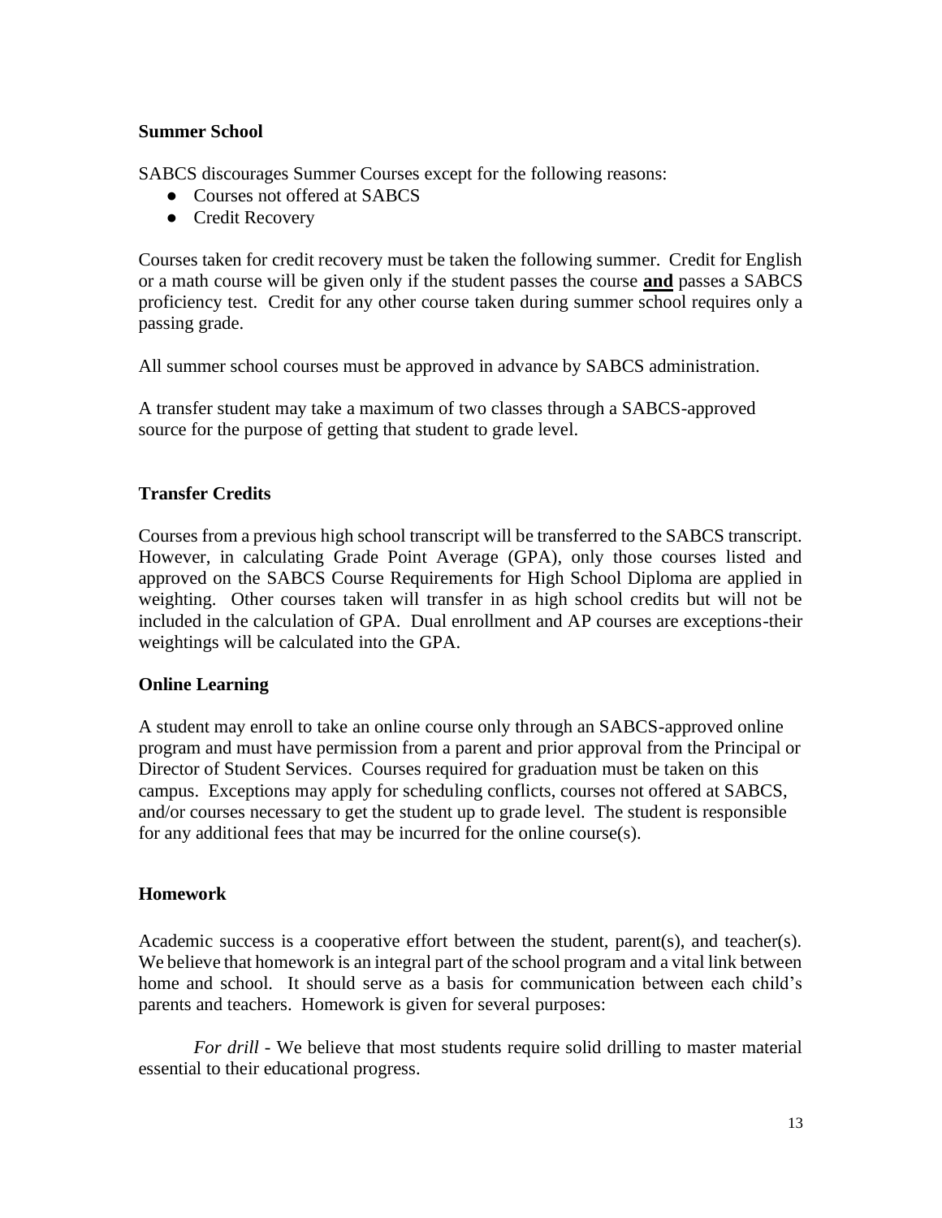## Summer School

SABCS discourages Summer Courses except for the following reasons:

- Courses not offered at SABCS
- Credit Recovery

Courses taken for credit recovery must be taken the following summer. Credit for English or a math course will be given only if the student passes the course **and** passes a SABCS proficiency test. Credit for any other course taken during summer school requires only a passing grade.

All summer school courses must be approved in advance by SABCS administration.

A transfer student may take a maximum of two classes through a SABCS-approved source for the purpose of getting that student to grade level.

## Transfer Credits

Courses from a previous high school transcript will be transferred to the SABCS transcript. However, in calculating Grade Point Average (GPA), only those courses listed and approved on the SABCS Course Requirements for High School Diploma are applied in weighting. Other courses taken will transfer in as high school credits but will not be included in the calculation of GPA. Dual enrollment and AP courses are exceptions-their weightings will be calculated into the GPA.

## Online Learning

A student may enroll to take an online course only through an SABCS-approved online program and must have permission from a parent and prior approval from the Principal or Director of Student Services. Courses required for graduation must be taken on this campus. Exceptions may apply for scheduling conflicts, courses not offered at SABCS, and/or courses necessary to get the student up to grade level. The student is responsible for any additional fees that may be incurred for the online course(s).

## Homework

Academic success is a cooperative effort between the student, parent(s), and teacher(s). We believe that homework is an integral part of the school program and a vital link between home and school. It should serve as a basis for communication between each child's parents and teachers. Homework is given for several purposes:

*For drill* - We believe that most students require solid drilling to master material essential to their educational progress.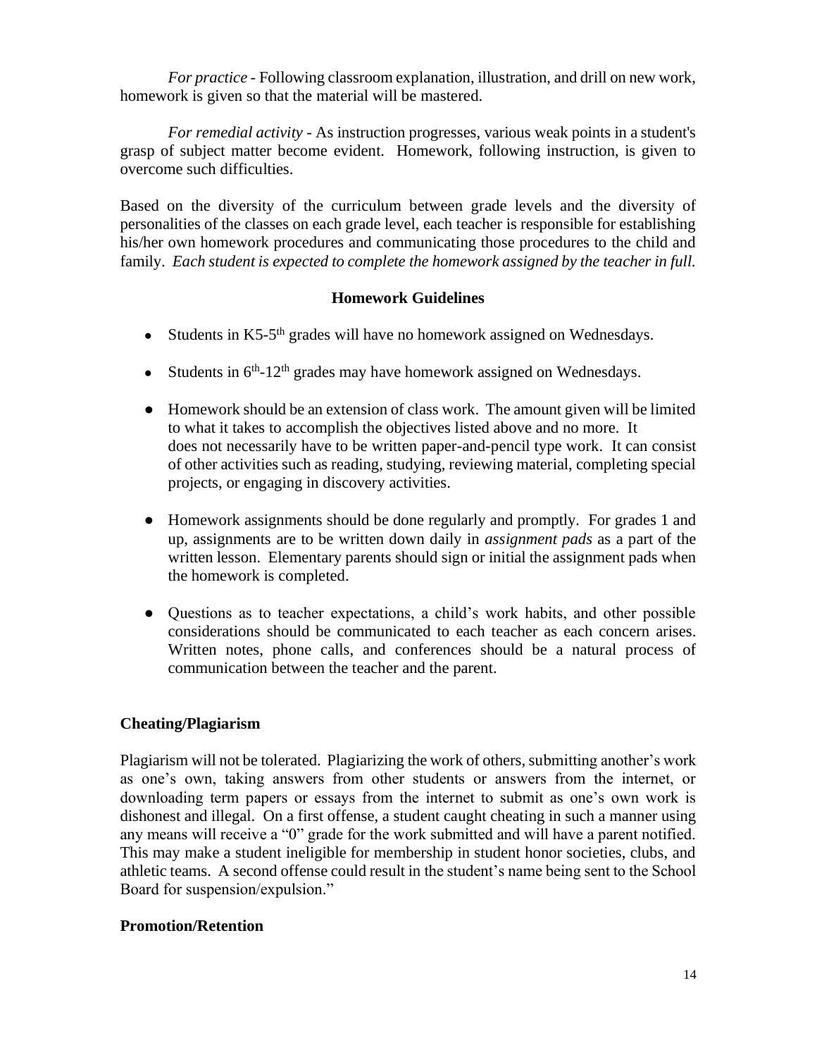*For practice* - Following classroom explanation, illustration, and drill on new work, homework is given so that the material will be mastered.

*For remedial activity* - As instruction progresses, various weak points in a student's grasp of subject matter become evident. Homework, following instruction, is given to overcome such difficulties.

Based on the diversity of the curriculum between grade levels and the diversity of personalities of the classes on each grade level, each teacher is responsible for establishing his/her own homework procedures and communicating those procedures to the child and family. *Each student is expected to complete the homework assigned by the teacher in full.*

**Homework Guidelines**

- Students in K5-5th grades will have no homework assigned on Wednesdays.
- Students in 6th-12th grades may have homework assigned on Wednesdays.
- Homework should be an extension of class work. The amount given will be limited to what it takes to accomplish the objectives listed above and no more. It does not necessarily have to be written paper-and-pencil type work. It can consist of other activities such as reading, studying, reviewing material, completing special projects, or engaging in discovery activities.
- Homework assignments should be done regularly and promptly. For grades 1 and up, assignments are to be written down daily in *assignment pads* as a part of the written lesson. Elementary parents should sign or initial the assignment pads when the homework is completed.
- Questions as to teacher expectations, a child's work habits, and other possible considerations should be communicated to each teacher as each concern arises. Written notes, phone calls, and conferences should be a natural process of communication between the teacher and the parent.

## Cheating/Plagiarism

Plagiarism will not be tolerated. Plagiarizing the work of others, submitting another's work as one's own, taking answers from other students or answers from the internet, or downloading term papers or essays from the internet to submit as one's own work is dishonest and illegal. On a first offense, a student caught cheating in such a manner using any means will receive a "0" grade for the work submitted and will have a parent notified. This may make a student ineligible for membership in student honor societies, clubs, and athletic teams. A second offense could result in the student's name being sent to the School Board for suspension/expulsion."

## Promotion/Retention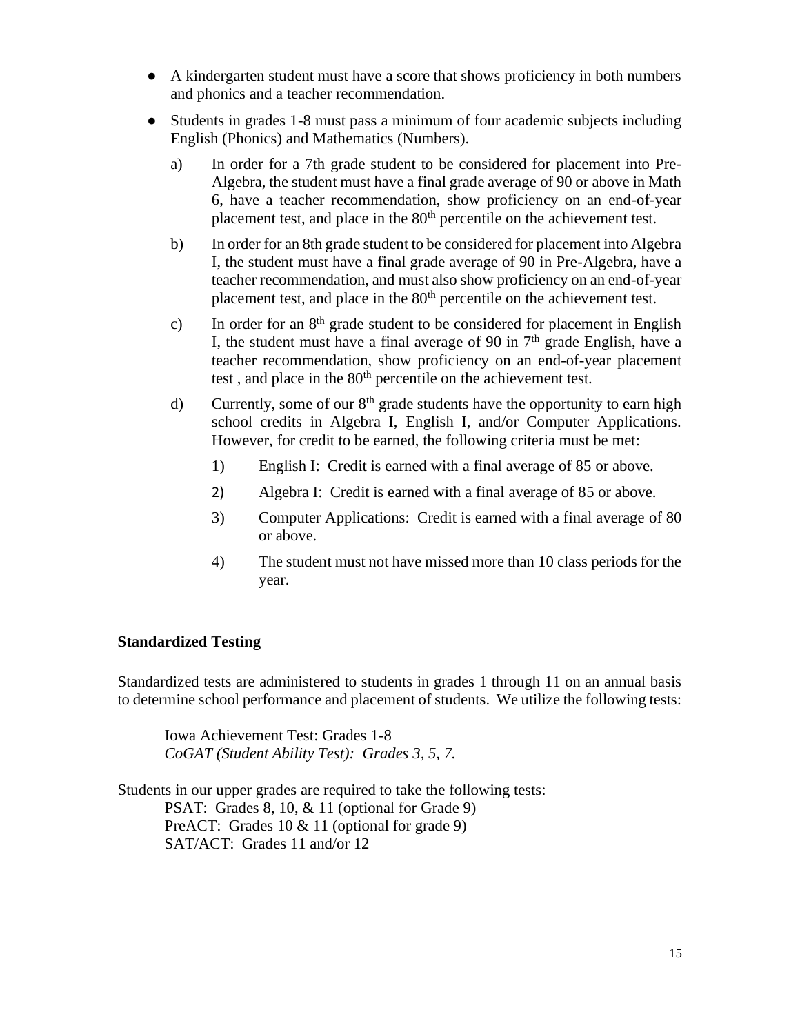- A kindergarten student must have a score that shows proficiency in both numbers and phonics and a teacher recommendation.
- Students in grades 1-8 must pass a minimum of four academic subjects including English (Phonics) and Mathematics (Numbers).
  - a) In order for a 7th grade student to be considered for placement into Pre-Algebra, the student must have a final grade average of 90 or above in Math 6, have a teacher recommendation, show proficiency on an end-of-year placement test, and place in the 80th percentile on the achievement test.
  - b) In order for an 8th grade student to be considered for placement into Algebra I, the student must have a final grade average of 90 in Pre-Algebra, have a teacher recommendation, and must also show proficiency on an end-of-year placement test, and place in the 80th percentile on the achievement test.
  - c) In order for an 8th grade student to be considered for placement in English I, the student must have a final average of 90 in 7th grade English, have a teacher recommendation, show proficiency on an end-of-year placement test , and place in the 80th percentile on the achievement test.
  - d) Currently, some of our 8th grade students have the opportunity to earn high school credits in Algebra I, English I, and/or Computer Applications. However, for credit to be earned, the following criteria must be met:
    1) English I: Credit is earned with a final average of 85 or above.
    2) Algebra I: Credit is earned with a final average of 85 or above.
    3) Computer Applications: Credit is earned with a final average of 80 or above.
    4) The student must not have missed more than 10 class periods for the year.

**Standardized Testing**

Standardized tests are administered to students in grades 1 through 11 on an annual basis to determine school performance and placement of students. We utilize the following tests:

Iowa Achievement Test: Grades 1-8
*CoGAT (Student Ability Test): Grades 3, 5, 7.*

Students in our upper grades are required to take the following tests:
PSAT: Grades 8, 10, & 11 (optional for Grade 9)
PreACT: Grades 10 & 11 (optional for grade 9)
SAT/ACT: Grades 11 and/or 12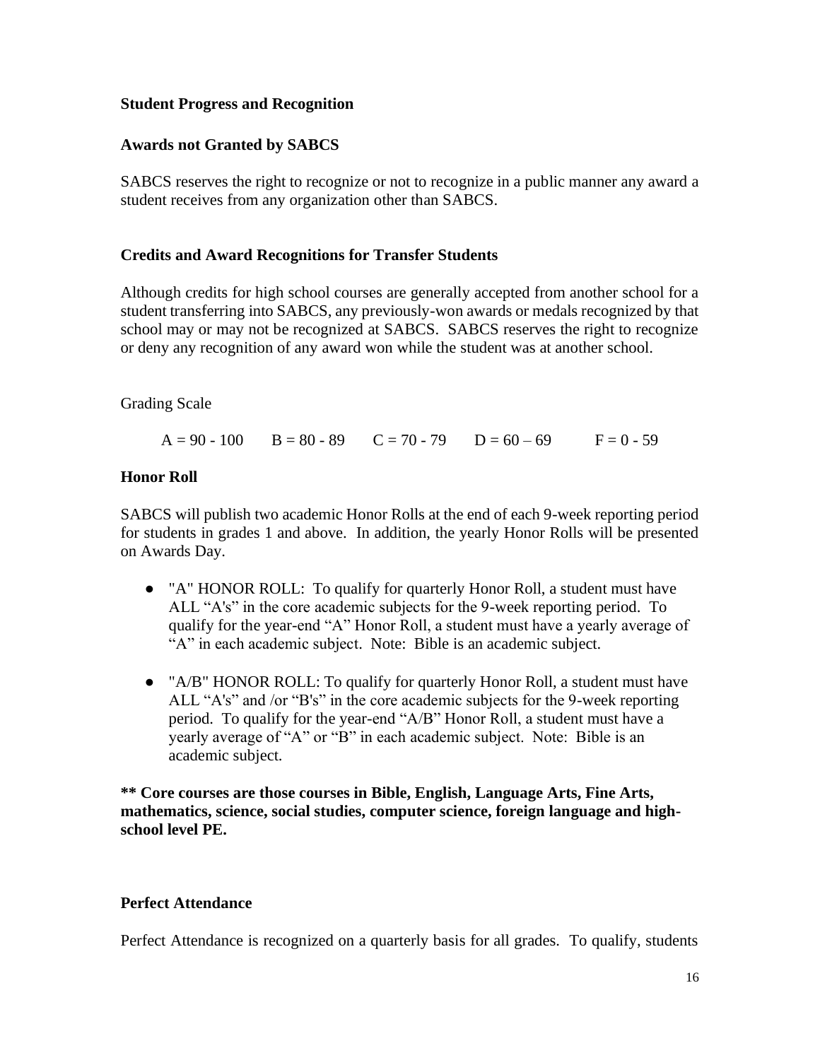**Student Progress and Recognition**

**Awards not Granted by SABCS**

SABCS reserves the right to recognize or not to recognize in a public manner any award a student receives from any organization other than SABCS.

**Credits and Award Recognitions for Transfer Students**

Although credits for high school courses are generally accepted from another school for a student transferring into SABCS, any previously-won awards or medals recognized by that school may or may not be recognized at SABCS. SABCS reserves the right to recognize or deny any recognition of any award won while the student was at another school.

Grading Scale

A = 90 - 100    B = 80 - 89    C = 70 - 79    D = 60 – 69    F = 0 - 59

**Honor Roll**

SABCS will publish two academic Honor Rolls at the end of each 9-week reporting period for students in grades 1 and above. In addition, the yearly Honor Rolls will be presented on Awards Day.

- "A" HONOR ROLL: To qualify for quarterly Honor Roll, a student must have ALL "A's" in the core academic subjects for the 9-week reporting period. To qualify for the year-end "A" Honor Roll, a student must have a yearly average of "A" in each academic subject. Note: Bible is an academic subject.

- "A/B" HONOR ROLL: To qualify for quarterly Honor Roll, a student must have ALL "A's" and /or "B's" in the core academic subjects for the 9-week reporting period. To qualify for the year-end "A/B" Honor Roll, a student must have a yearly average of "A" or "B" in each academic subject. Note: Bible is an academic subject.

**** Core courses are those courses in Bible, English, Language Arts, Fine Arts, mathematics, science, social studies, computer science, foreign language and high-school level PE.**

**Perfect Attendance**

Perfect Attendance is recognized on a quarterly basis for all grades. To qualify, students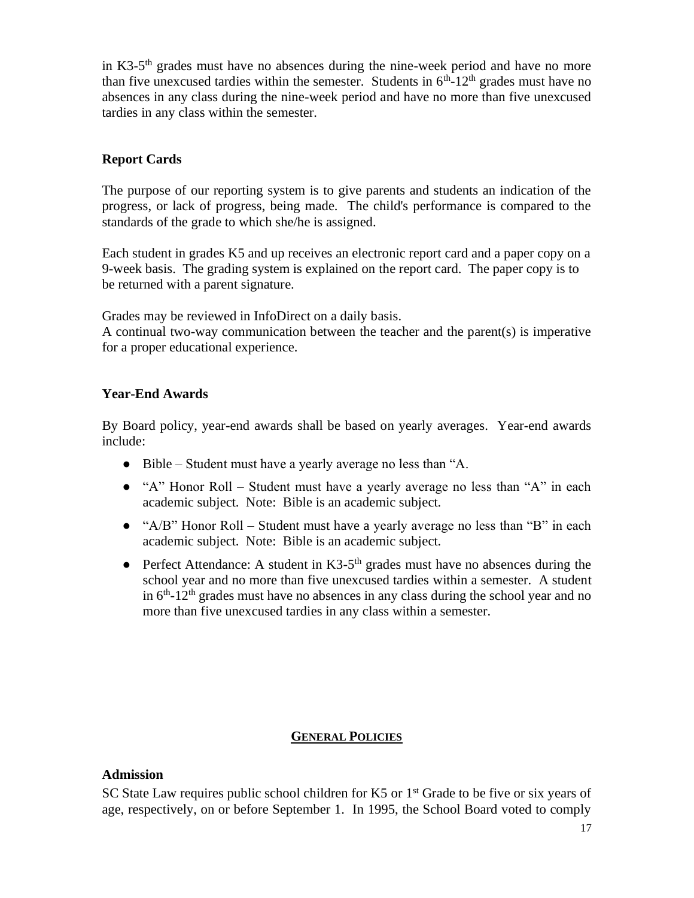in K3-5th grades must have no absences during the nine-week period and have no more than five unexcused tardies within the semester. Students in 6th-12th grades must have no absences in any class during the nine-week period and have no more than five unexcused tardies in any class within the semester.

### Report Cards

The purpose of our reporting system is to give parents and students an indication of the progress, or lack of progress, being made. The child's performance is compared to the standards of the grade to which she/he is assigned.

Each student in grades K5 and up receives an electronic report card and a paper copy on a 9-week basis. The grading system is explained on the report card. The paper copy is to be returned with a parent signature.

Grades may be reviewed in InfoDirect on a daily basis.
A continual two-way communication between the teacher and the parent(s) is imperative for a proper educational experience.

### Year-End Awards

By Board policy, year-end awards shall be based on yearly averages. Year-end awards include:

- Bible – Student must have a yearly average no less than "A.
- "A" Honor Roll – Student must have a yearly average no less than "A" in each academic subject. Note: Bible is an academic subject.
- "A/B" Honor Roll – Student must have a yearly average no less than "B" in each academic subject. Note: Bible is an academic subject.
- Perfect Attendance: A student in K3-5th grades must have no absences during the school year and no more than five unexcused tardies within a semester. A student in 6th-12th grades must have no absences in any class during the school year and no more than five unexcused tardies in any class within a semester.

## General Policies

### Admission

SC State Law requires public school children for K5 or 1st Grade to be five or six years of age, respectively, on or before September 1. In 1995, the School Board voted to comply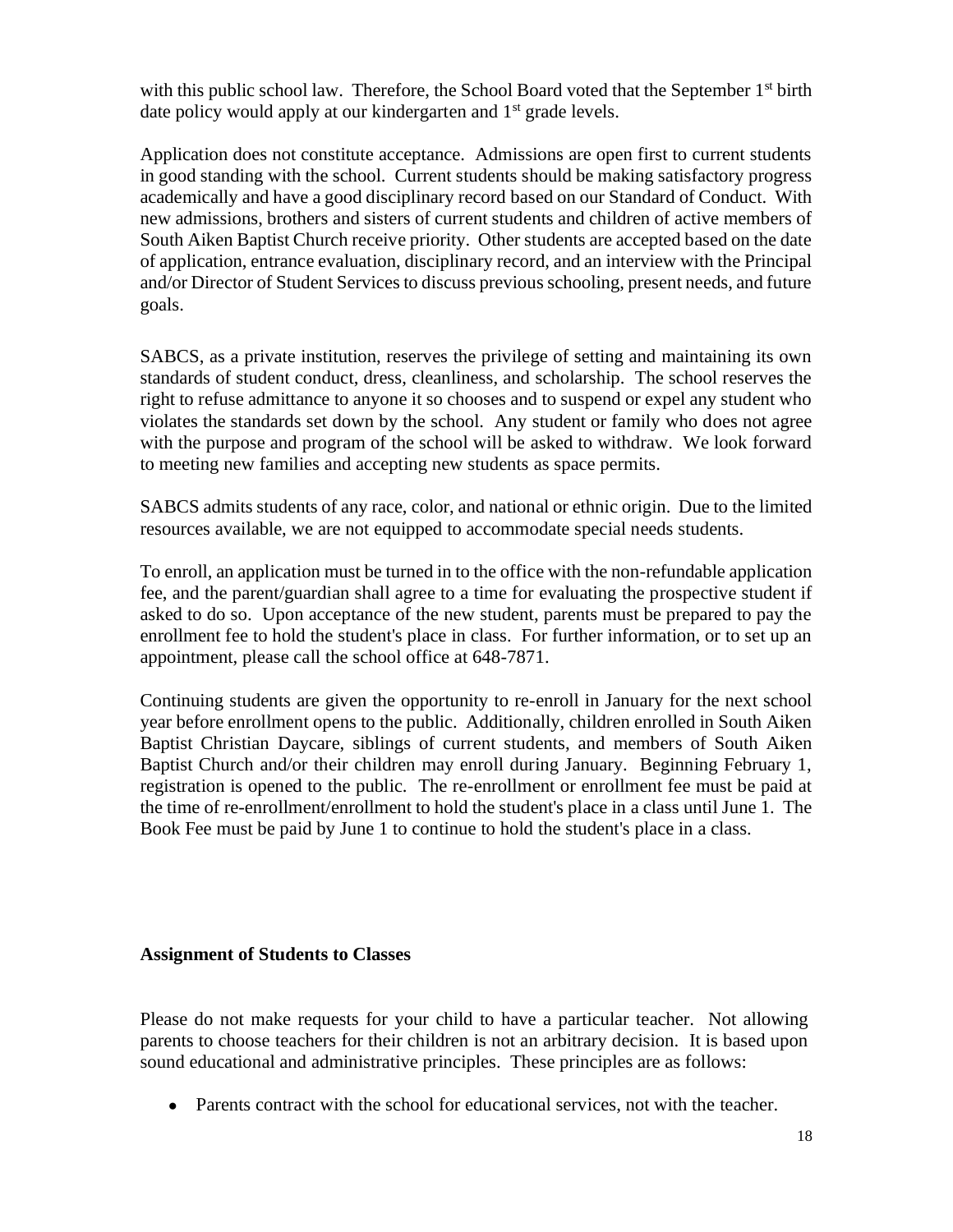with this public school law. Therefore, the School Board voted that the September 1st birth date policy would apply at our kindergarten and 1st grade levels.

Application does not constitute acceptance. Admissions are open first to current students in good standing with the school. Current students should be making satisfactory progress academically and have a good disciplinary record based on our Standard of Conduct. With new admissions, brothers and sisters of current students and children of active members of South Aiken Baptist Church receive priority. Other students are accepted based on the date of application, entrance evaluation, disciplinary record, and an interview with the Principal and/or Director of Student Services to discuss previous schooling, present needs, and future goals.

SABCS, as a private institution, reserves the privilege of setting and maintaining its own standards of student conduct, dress, cleanliness, and scholarship. The school reserves the right to refuse admittance to anyone it so chooses and to suspend or expel any student who violates the standards set down by the school. Any student or family who does not agree with the purpose and program of the school will be asked to withdraw. We look forward to meeting new families and accepting new students as space permits.

SABCS admits students of any race, color, and national or ethnic origin. Due to the limited resources available, we are not equipped to accommodate special needs students.

To enroll, an application must be turned in to the office with the non-refundable application fee, and the parent/guardian shall agree to a time for evaluating the prospective student if asked to do so. Upon acceptance of the new student, parents must be prepared to pay the enrollment fee to hold the student's place in class. For further information, or to set up an appointment, please call the school office at 648-7871.

Continuing students are given the opportunity to re-enroll in January for the next school year before enrollment opens to the public. Additionally, children enrolled in South Aiken Baptist Christian Daycare, siblings of current students, and members of South Aiken Baptist Church and/or their children may enroll during January. Beginning February 1, registration is opened to the public. The re-enrollment or enrollment fee must be paid at the time of re-enrollment/enrollment to hold the student's place in a class until June 1. The Book Fee must be paid by June 1 to continue to hold the student's place in a class.

**Assignment of Students to Classes**

Please do not make requests for your child to have a particular teacher. Not allowing parents to choose teachers for their children is not an arbitrary decision. It is based upon sound educational and administrative principles. These principles are as follows:

- Parents contract with the school for educational services, not with the teacher.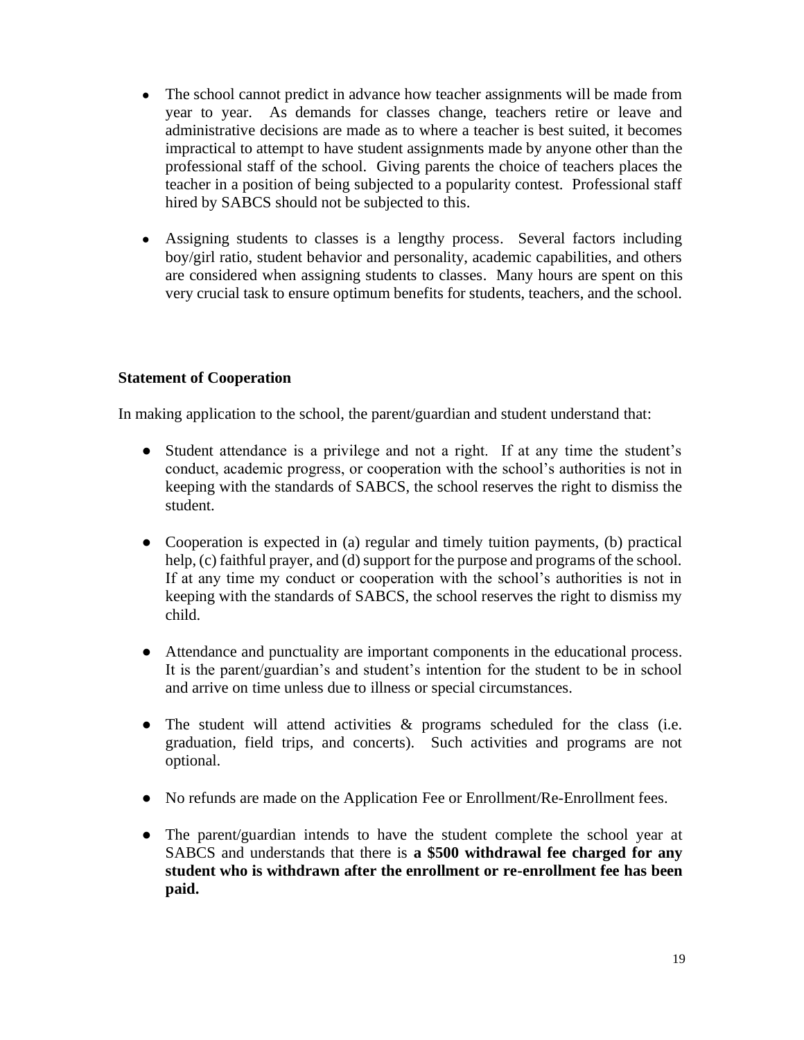- The school cannot predict in advance how teacher assignments will be made from year to year. As demands for classes change, teachers retire or leave and administrative decisions are made as to where a teacher is best suited, it becomes impractical to attempt to have student assignments made by anyone other than the professional staff of the school. Giving parents the choice of teachers places the teacher in a position of being subjected to a popularity contest. Professional staff hired by SABCS should not be subjected to this.

- Assigning students to classes is a lengthy process. Several factors including boy/girl ratio, student behavior and personality, academic capabilities, and others are considered when assigning students to classes. Many hours are spent on this very crucial task to ensure optimum benefits for students, teachers, and the school.

**Statement of Cooperation**

In making application to the school, the parent/guardian and student understand that:

- Student attendance is a privilege and not a right. If at any time the student's conduct, academic progress, or cooperation with the school's authorities is not in keeping with the standards of SABCS, the school reserves the right to dismiss the student.

- Cooperation is expected in (a) regular and timely tuition payments, (b) practical help, (c) faithful prayer, and (d) support for the purpose and programs of the school. If at any time my conduct or cooperation with the school's authorities is not in keeping with the standards of SABCS, the school reserves the right to dismiss my child.

- Attendance and punctuality are important components in the educational process. It is the parent/guardian's and student's intention for the student to be in school and arrive on time unless due to illness or special circumstances.

- The student will attend activities & programs scheduled for the class (i.e. graduation, field trips, and concerts). Such activities and programs are not optional.

- No refunds are made on the Application Fee or Enrollment/Re-Enrollment fees.

- The parent/guardian intends to have the student complete the school year at SABCS and understands that there is **a $500 withdrawal fee charged for any student who is withdrawn after the enrollment or re-enrollment fee has been paid.**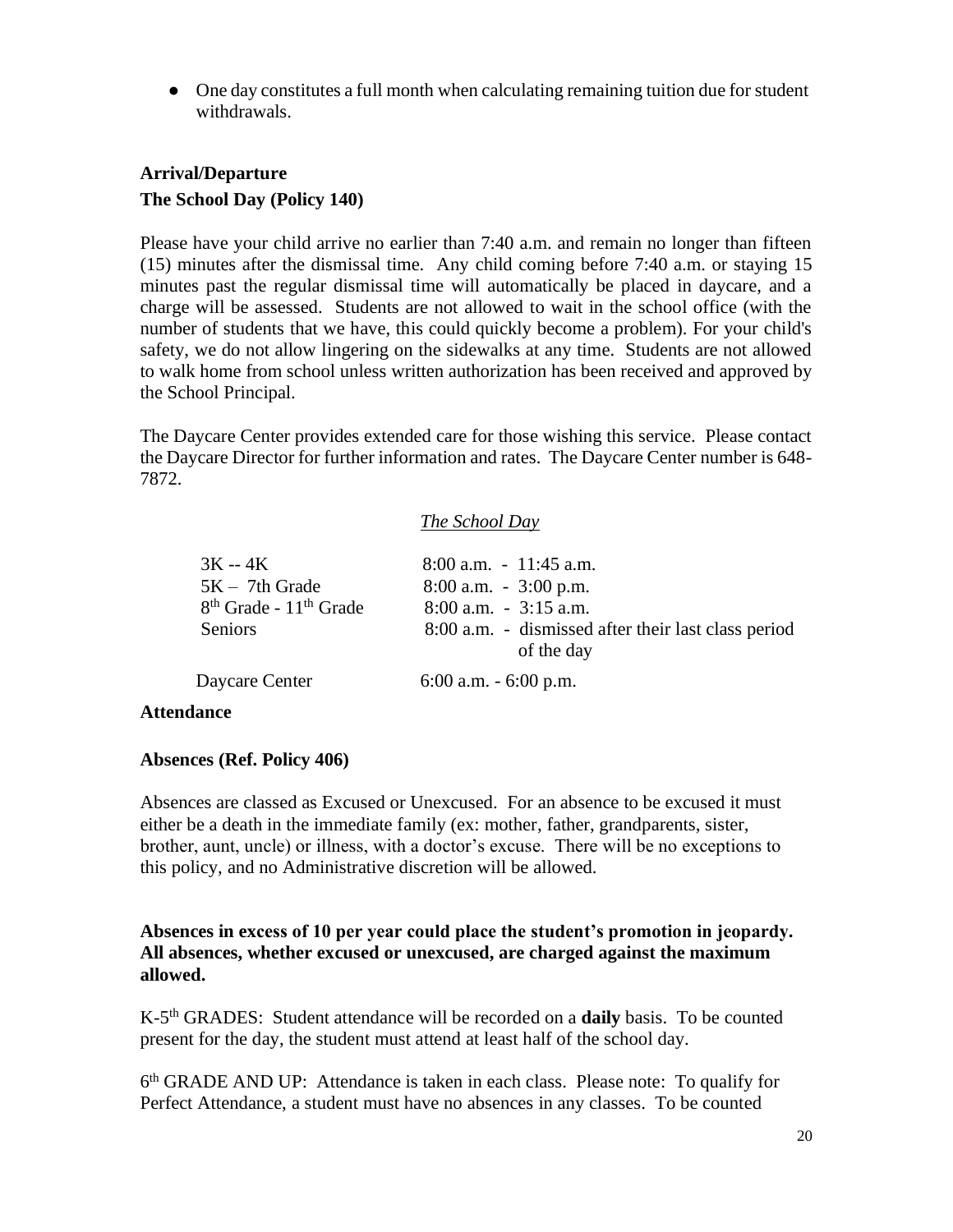- One day constitutes a full month when calculating remaining tuition due for student withdrawals.

## Arrival/Departure

### The School Day (Policy 140)

Please have your child arrive no earlier than 7:40 a.m. and remain no longer than fifteen (15) minutes after the dismissal time. Any child coming before 7:40 a.m. or staying 15 minutes past the regular dismissal time will automatically be placed in daycare, and a charge will be assessed. Students are not allowed to wait in the school office (with the number of students that we have, this could quickly become a problem). For your child's safety, we do not allow lingering on the sidewalks at any time. Students are not allowed to walk home from school unless written authorization has been received and approved by the School Principal.

The Daycare Center provides extended care for those wishing this service. Please contact the Daycare Director for further information and rates. The Daycare Center number is 648-7872.

*The School Day*

| | |
|---|---|
| 3K -- 4K | 8:00 a.m. - 11:45 a.m. |
| 5K – 7th Grade | 8:00 a.m. - 3:00 p.m. |
| 8th Grade - 11th Grade | 8:00 a.m. - 3:15 a.m. |
| Seniors | 8:00 a.m. - dismissed after their last class period of the day |
| Daycare Center | 6:00 a.m. - 6:00 p.m. |

## Attendance

### Absences (Ref. Policy 406)

Absences are classed as Excused or Unexcused. For an absence to be excused it must either be a death in the immediate family (ex: mother, father, grandparents, sister, brother, aunt, uncle) or illness, with a doctor's excuse. There will be no exceptions to this policy, and no Administrative discretion will be allowed.

**Absences in excess of 10 per year could place the student's promotion in jeopardy. All absences, whether excused or unexcused, are charged against the maximum allowed.**

K-5th GRADES: Student attendance will be recorded on a **daily** basis. To be counted present for the day, the student must attend at least half of the school day.

6th GRADE AND UP: Attendance is taken in each class. Please note: To qualify for Perfect Attendance, a student must have no absences in any classes. To be counted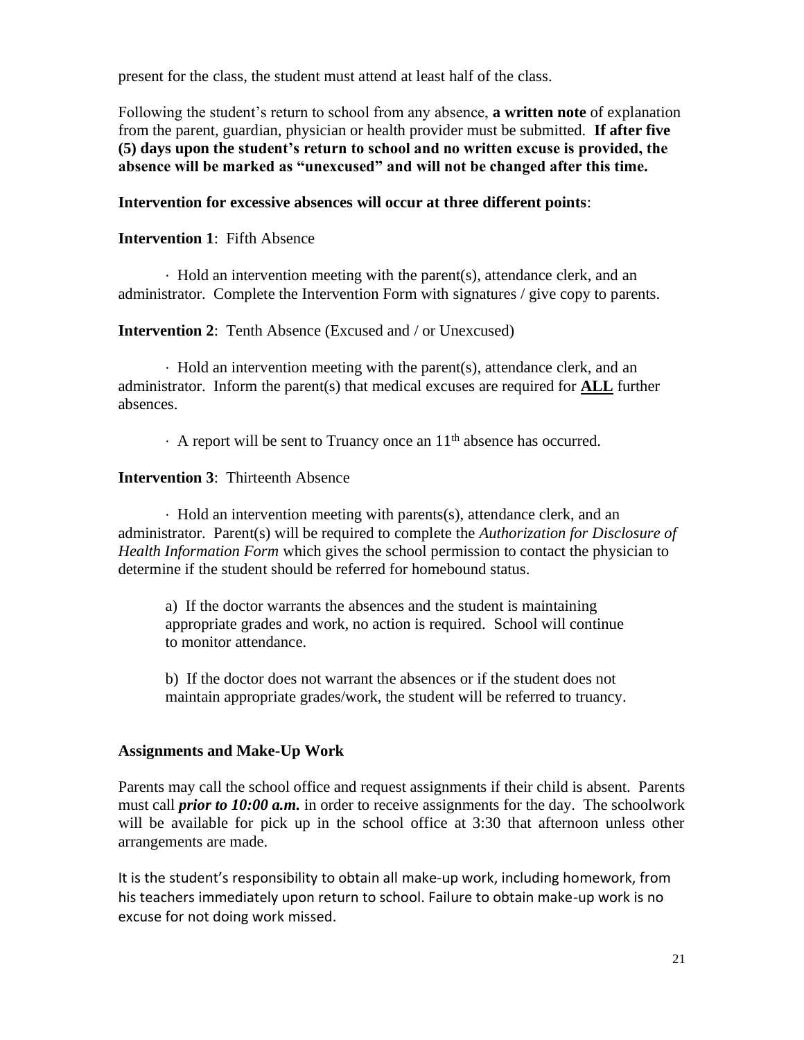present for the class, the student must attend at least half of the class.

Following the student's return to school from any absence, **a written note** of explanation from the parent, guardian, physician or health provider must be submitted. **If after five (5) days upon the student's return to school and no written excuse is provided, the absence will be marked as "unexcused" and will not be changed after this time.**

**Intervention for excessive absences will occur at three different points**:

**Intervention 1**: Fifth Absence

· Hold an intervention meeting with the parent(s), attendance clerk, and an administrator. Complete the Intervention Form with signatures / give copy to parents.

**Intervention 2**: Tenth Absence (Excused and / or Unexcused)

· Hold an intervention meeting with the parent(s), attendance clerk, and an administrator. Inform the parent(s) that medical excuses are required for **ALL** further absences.

· A report will be sent to Truancy once an 11th absence has occurred.

**Intervention 3**: Thirteenth Absence

· Hold an intervention meeting with parents(s), attendance clerk, and an administrator. Parent(s) will be required to complete the *Authorization for Disclosure of Health Information Form* which gives the school permission to contact the physician to determine if the student should be referred for homebound status.

a) If the doctor warrants the absences and the student is maintaining appropriate grades and work, no action is required. School will continue to monitor attendance.

b) If the doctor does not warrant the absences or if the student does not maintain appropriate grades/work, the student will be referred to truancy.

### Assignments and Make-Up Work

Parents may call the school office and request assignments if their child is absent. Parents must call ***prior to 10:00 a.m.*** in order to receive assignments for the day. The schoolwork will be available for pick up in the school office at 3:30 that afternoon unless other arrangements are made.

It is the student's responsibility to obtain all make-up work, including homework, from his teachers immediately upon return to school. Failure to obtain make-up work is no excuse for not doing work missed.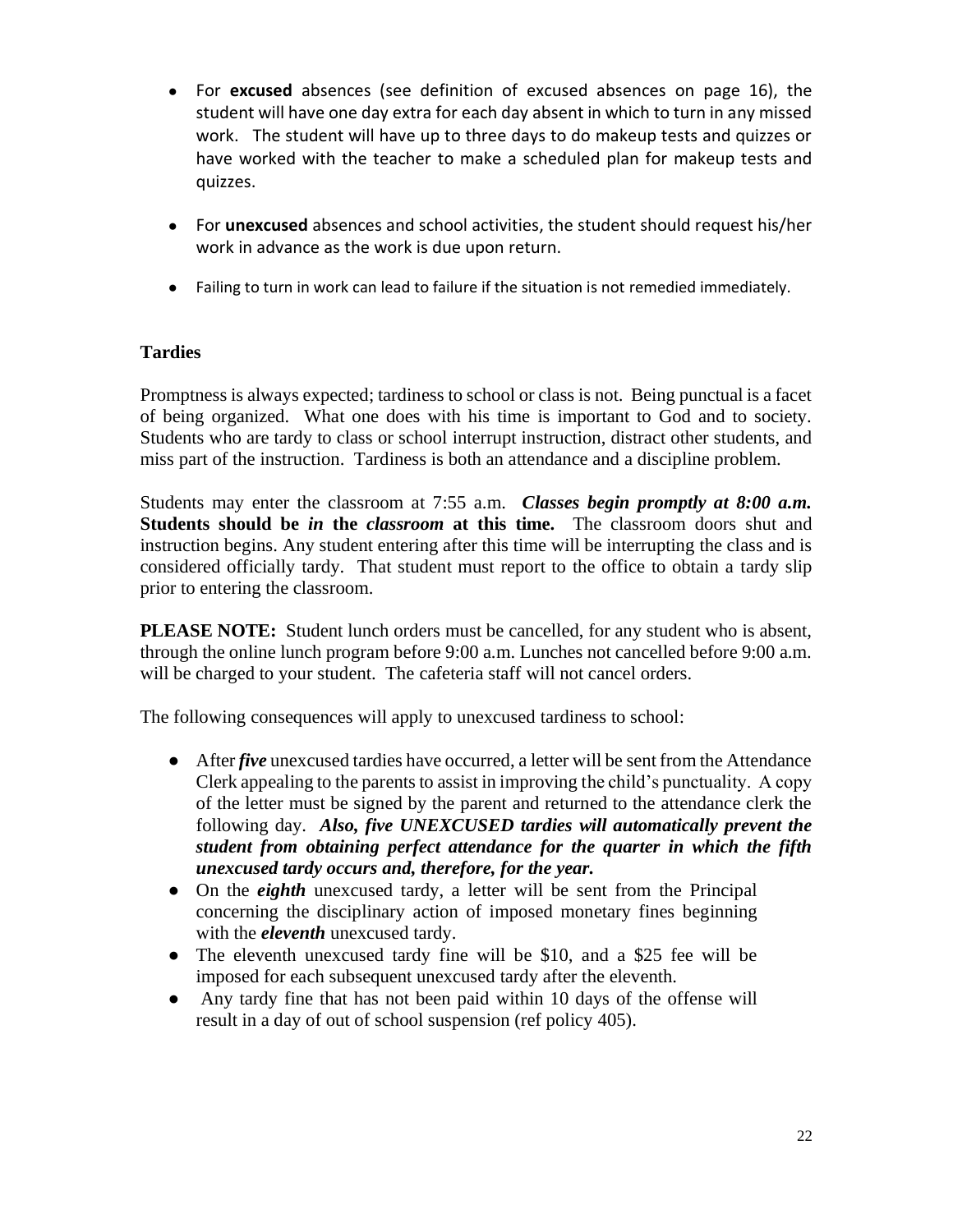- For **excused** absences (see definition of excused absences on page 16), the student will have one day extra for each day absent in which to turn in any missed work. The student will have up to three days to do makeup tests and quizzes or have worked with the teacher to make a scheduled plan for makeup tests and quizzes.
- For **unexcused** absences and school activities, the student should request his/her work in advance as the work is due upon return.
- Failing to turn in work can lead to failure if the situation is not remedied immediately.

### Tardies

Promptness is always expected; tardiness to school or class is not. Being punctual is a facet of being organized. What one does with his time is important to God and to society. Students who are tardy to class or school interrupt instruction, distract other students, and miss part of the instruction. Tardiness is both an attendance and a discipline problem.

Students may enter the classroom at 7:55 a.m. ***Classes begin promptly at 8:00 a.m.*** **Students should be *in* the *classroom* at this time.** The classroom doors shut and instruction begins. Any student entering after this time will be interrupting the class and is considered officially tardy. That student must report to the office to obtain a tardy slip prior to entering the classroom.

**PLEASE NOTE:** Student lunch orders must be cancelled, for any student who is absent, through the online lunch program before 9:00 a.m. Lunches not cancelled before 9:00 a.m. will be charged to your student. The cafeteria staff will not cancel orders.

The following consequences will apply to unexcused tardiness to school:

- After ***five*** unexcused tardies have occurred, a letter will be sent from the Attendance Clerk appealing to the parents to assist in improving the child's punctuality. A copy of the letter must be signed by the parent and returned to the attendance clerk the following day. ***Also, five UNEXCUSED tardies will automatically prevent the student from obtaining perfect attendance for the quarter in which the fifth unexcused tardy occurs and, therefore, for the year.***
- On the ***eighth*** unexcused tardy, a letter will be sent from the Principal concerning the disciplinary action of imposed monetary fines beginning with the ***eleventh*** unexcused tardy.
- The eleventh unexcused tardy fine will be $10, and a $25 fee will be imposed for each subsequent unexcused tardy after the eleventh.
- Any tardy fine that has not been paid within 10 days of the offense will result in a day of out of school suspension (ref policy 405).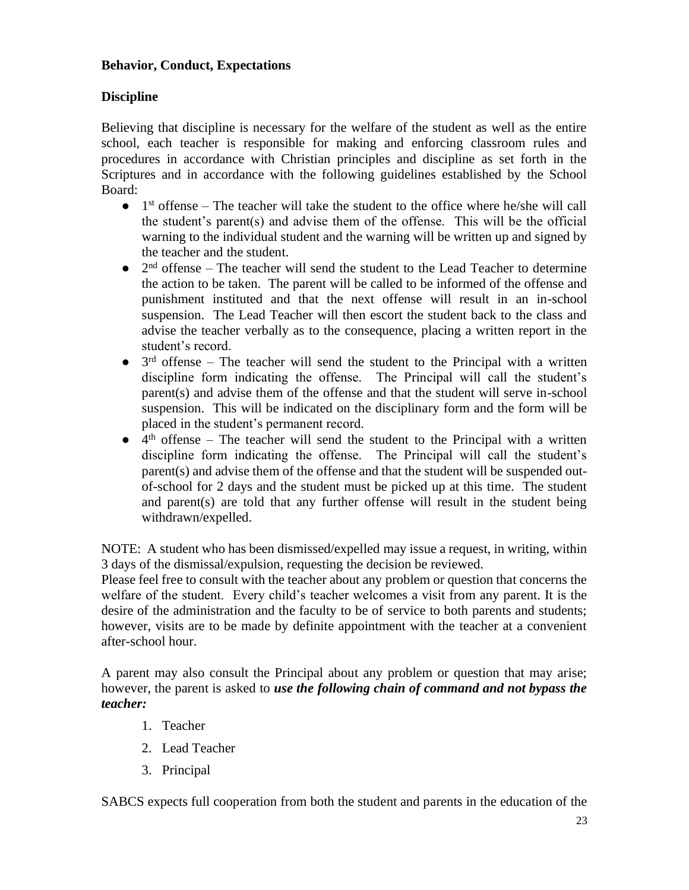**Behavior, Conduct, Expectations**

**Discipline**

Believing that discipline is necessary for the welfare of the student as well as the entire school, each teacher is responsible for making and enforcing classroom rules and procedures in accordance with Christian principles and discipline as set forth in the Scriptures and in accordance with the following guidelines established by the School Board:

- 1st offense – The teacher will take the student to the office where he/she will call the student's parent(s) and advise them of the offense. This will be the official warning to the individual student and the warning will be written up and signed by the teacher and the student.
- 2nd offense – The teacher will send the student to the Lead Teacher to determine the action to be taken. The parent will be called to be informed of the offense and punishment instituted and that the next offense will result in an in-school suspension. The Lead Teacher will then escort the student back to the class and advise the teacher verbally as to the consequence, placing a written report in the student's record.
- 3rd offense – The teacher will send the student to the Principal with a written discipline form indicating the offense. The Principal will call the student's parent(s) and advise them of the offense and that the student will serve in-school suspension. This will be indicated on the disciplinary form and the form will be placed in the student's permanent record.
- 4th offense – The teacher will send the student to the Principal with a written discipline form indicating the offense. The Principal will call the student's parent(s) and advise them of the offense and that the student will be suspended out-of-school for 2 days and the student must be picked up at this time. The student and parent(s) are told that any further offense will result in the student being withdrawn/expelled.

NOTE: A student who has been dismissed/expelled may issue a request, in writing, within 3 days of the dismissal/expulsion, requesting the decision be reviewed.
Please feel free to consult with the teacher about any problem or question that concerns the welfare of the student. Every child's teacher welcomes a visit from any parent. It is the desire of the administration and the faculty to be of service to both parents and students; however, visits are to be made by definite appointment with the teacher at a convenient after-school hour.

A parent may also consult the Principal about any problem or question that may arise; however, the parent is asked to ***use the following chain of command and not bypass the teacher:***

1. Teacher
2. Lead Teacher
3. Principal

SABCS expects full cooperation from both the student and parents in the education of the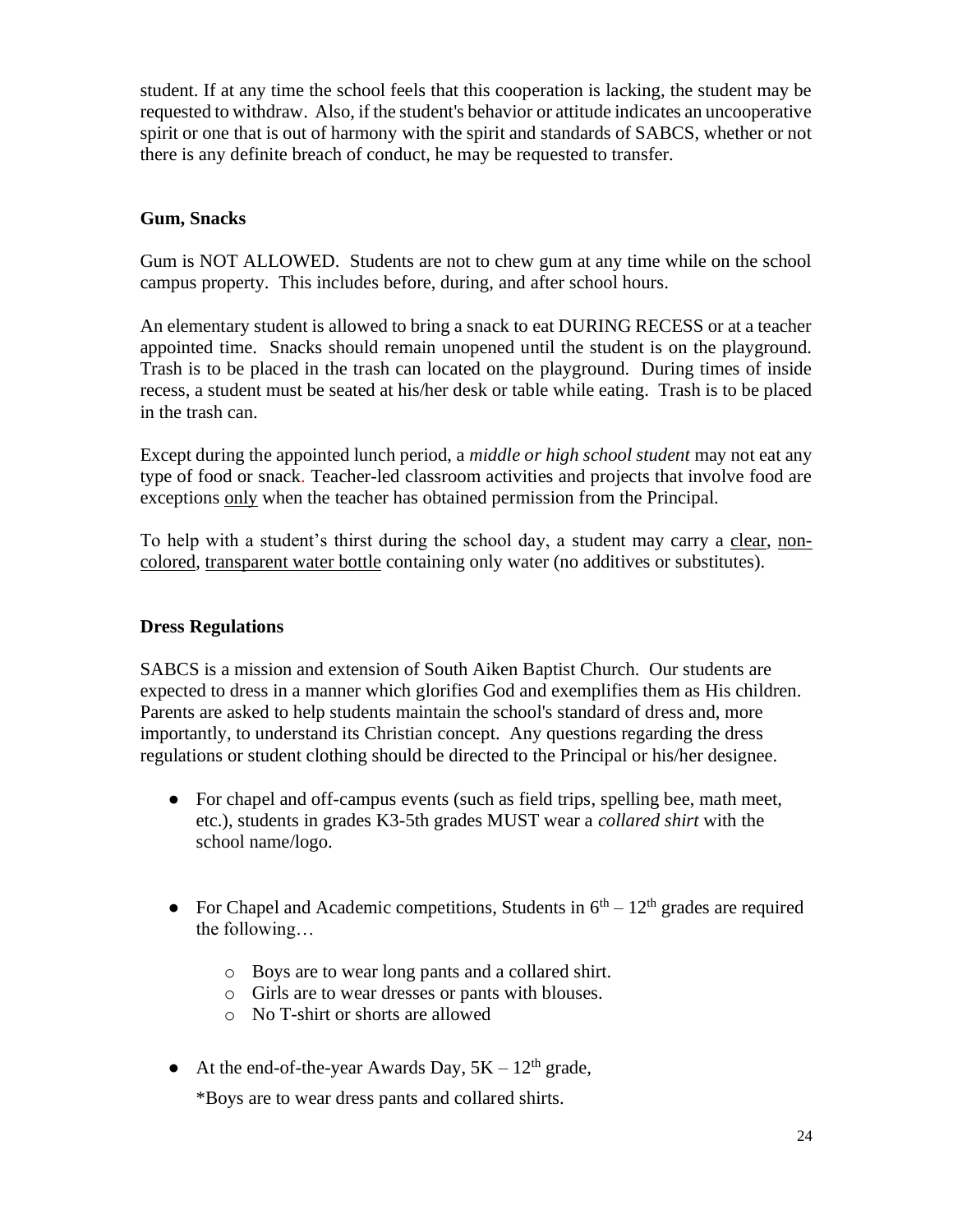student. If at any time the school feels that this cooperation is lacking, the student may be requested to withdraw. Also, if the student's behavior or attitude indicates an uncooperative spirit or one that is out of harmony with the spirit and standards of SABCS, whether or not there is any definite breach of conduct, he may be requested to transfer.

### Gum, Snacks

Gum is NOT ALLOWED. Students are not to chew gum at any time while on the school campus property. This includes before, during, and after school hours.

An elementary student is allowed to bring a snack to eat DURING RECESS or at a teacher appointed time. Snacks should remain unopened until the student is on the playground. Trash is to be placed in the trash can located on the playground. During times of inside recess, a student must be seated at his/her desk or table while eating. Trash is to be placed in the trash can.

Except during the appointed lunch period, a *middle or high school student* may not eat any type of food or snack. Teacher-led classroom activities and projects that involve food are exceptions <u>only</u> when the teacher has obtained permission from the Principal.

To help with a student's thirst during the school day, a student may carry a <u>clear</u>, <u>non-colored</u>, <u>transparent water bottle</u> containing only water (no additives or substitutes).

### Dress Regulations

SABCS is a mission and extension of South Aiken Baptist Church. Our students are expected to dress in a manner which glorifies God and exemplifies them as His children. Parents are asked to help students maintain the school's standard of dress and, more importantly, to understand its Christian concept. Any questions regarding the dress regulations or student clothing should be directed to the Principal or his/her designee.

- For chapel and off-campus events (such as field trips, spelling bee, math meet, etc.), students in grades K3-5th grades MUST wear a *collared shirt* with the school name/logo.

- For Chapel and Academic competitions, Students in 6th – 12th grades are required the following…
  - Boys are to wear long pants and a collared shirt.
  - Girls are to wear dresses or pants with blouses.
  - No T-shirt or shorts are allowed

- At the end-of-the-year Awards Day, 5K – 12th grade,

  *Boys are to wear dress pants and collared shirts.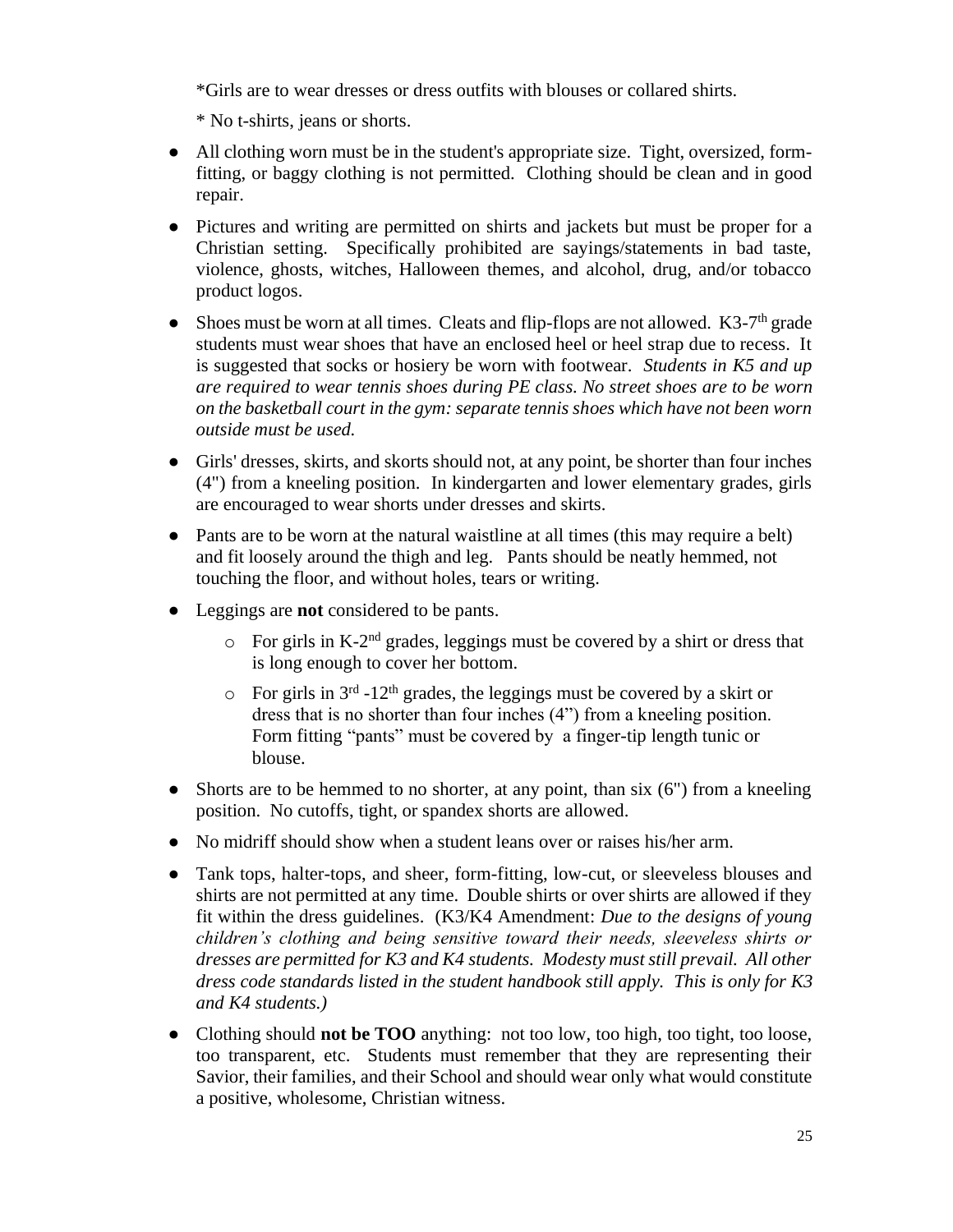*Girls are to wear dresses or dress outfits with blouses or collared shirts.

* No t-shirts, jeans or shorts.

- All clothing worn must be in the student's appropriate size. Tight, oversized, form-fitting, or baggy clothing is not permitted. Clothing should be clean and in good repair.
- Pictures and writing are permitted on shirts and jackets but must be proper for a Christian setting. Specifically prohibited are sayings/statements in bad taste, violence, ghosts, witches, Halloween themes, and alcohol, drug, and/or tobacco product logos.
- Shoes must be worn at all times. Cleats and flip-flops are not allowed. K3-7th grade students must wear shoes that have an enclosed heel or heel strap due to recess. It is suggested that socks or hosiery be worn with footwear. *Students in K5 and up are required to wear tennis shoes during PE class. No street shoes are to be worn on the basketball court in the gym: separate tennis shoes which have not been worn outside must be used.*
- Girls' dresses, skirts, and skorts should not, at any point, be shorter than four inches (4") from a kneeling position. In kindergarten and lower elementary grades, girls are encouraged to wear shorts under dresses and skirts.
- Pants are to be worn at the natural waistline at all times (this may require a belt) and fit loosely around the thigh and leg. Pants should be neatly hemmed, not touching the floor, and without holes, tears or writing.
- Leggings are **not** considered to be pants.
  - For girls in K-2nd grades, leggings must be covered by a shirt or dress that is long enough to cover her bottom.
  - For girls in 3rd -12th grades, the leggings must be covered by a skirt or dress that is no shorter than four inches (4") from a kneeling position. Form fitting "pants" must be covered by a finger-tip length tunic or blouse.
- Shorts are to be hemmed to no shorter, at any point, than six (6") from a kneeling position. No cutoffs, tight, or spandex shorts are allowed.
- No midriff should show when a student leans over or raises his/her arm.
- Tank tops, halter-tops, and sheer, form-fitting, low-cut, or sleeveless blouses and shirts are not permitted at any time. Double shirts or over shirts are allowed if they fit within the dress guidelines. (K3/K4 Amendment: *Due to the designs of young children's clothing and being sensitive toward their needs, sleeveless shirts or dresses are permitted for K3 and K4 students. Modesty must still prevail. All other dress code standards listed in the student handbook still apply. This is only for K3 and K4 students.)*
- Clothing should **not be TOO** anything: not too low, too high, too tight, too loose, too transparent, etc. Students must remember that they are representing their Savior, their families, and their School and should wear only what would constitute a positive, wholesome, Christian witness.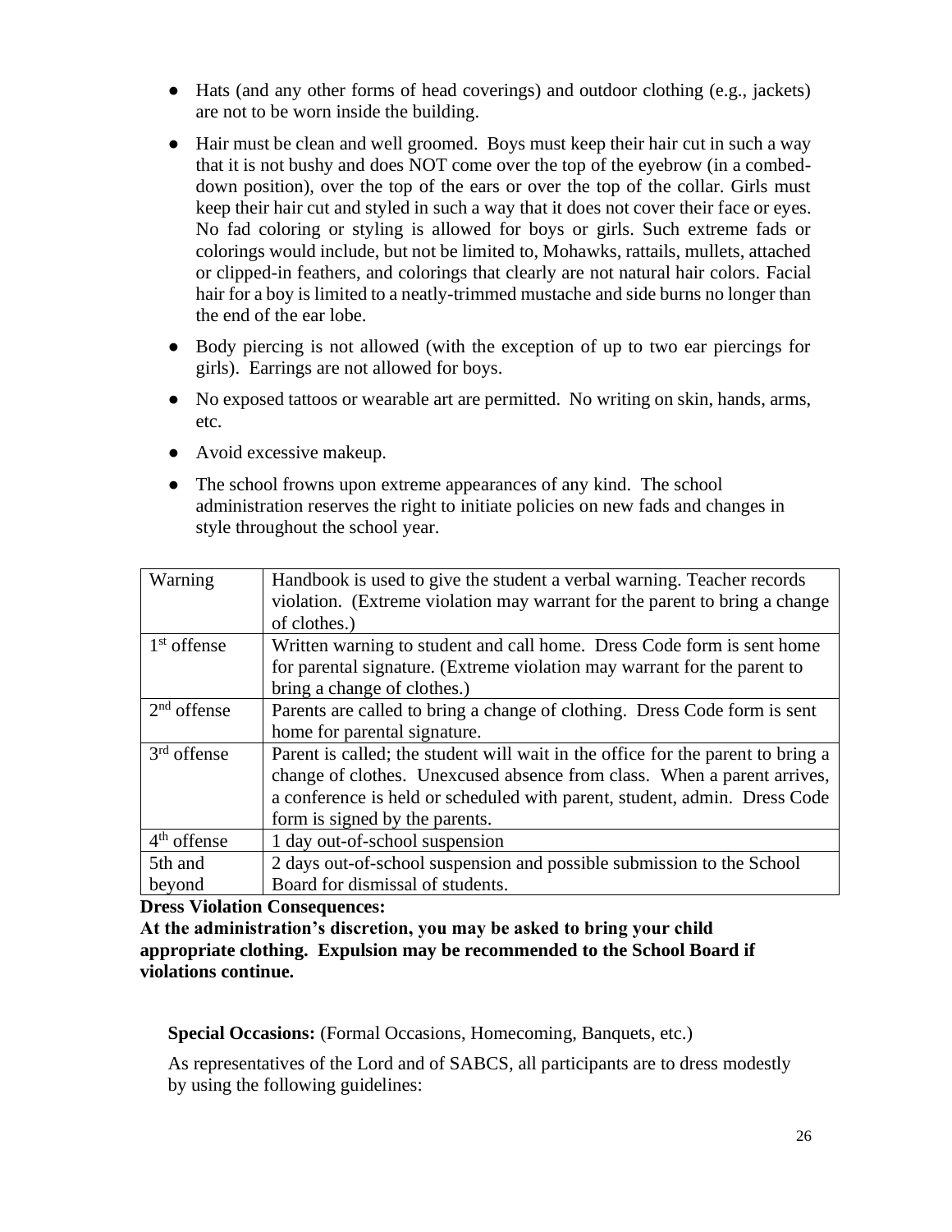- Hats (and any other forms of head coverings) and outdoor clothing (e.g., jackets) are not to be worn inside the building.
- Hair must be clean and well groomed. Boys must keep their hair cut in such a way that it is not bushy and does NOT come over the top of the eyebrow (in a combed-down position), over the top of the ears or over the top of the collar. Girls must keep their hair cut and styled in such a way that it does not cover their face or eyes. No fad coloring or styling is allowed for boys or girls. Such extreme fads or colorings would include, but not be limited to, Mohawks, rattails, mullets, attached or clipped-in feathers, and colorings that clearly are not natural hair colors. Facial hair for a boy is limited to a neatly-trimmed mustache and side burns no longer than the end of the ear lobe.
- Body piercing is not allowed (with the exception of up to two ear piercings for girls). Earrings are not allowed for boys.
- No exposed tattoos or wearable art are permitted. No writing on skin, hands, arms, etc.
- Avoid excessive makeup.
- The school frowns upon extreme appearances of any kind. The school administration reserves the right to initiate policies on new fads and changes in style throughout the school year.

| Warning | Handbook is used to give the student a verbal warning. Teacher records violation. (Extreme violation may warrant for the parent to bring a change of clothes.) |
|---|---|
| 1st offense | Written warning to student and call home. Dress Code form is sent home for parental signature. (Extreme violation may warrant for the parent to bring a change of clothes.) |
| 2nd offense | Parents are called to bring a change of clothing. Dress Code form is sent home for parental signature. |
| 3rd offense | Parent is called; the student will wait in the office for the parent to bring a change of clothes. Unexcused absence from class. When a parent arrives, a conference is held or scheduled with parent, student, admin. Dress Code form is signed by the parents. |
| 4th offense | 1 day out-of-school suspension |
| 5th and beyond | 2 days out-of-school suspension and possible submission to the School Board for dismissal of students. |

**Dress Violation Consequences:**

**At the administration's discretion, you may be asked to bring your child appropriate clothing. Expulsion may be recommended to the School Board if violations continue.**

**Special Occasions:** (Formal Occasions, Homecoming, Banquets, etc.)

As representatives of the Lord and of SABCS, all participants are to dress modestly by using the following guidelines: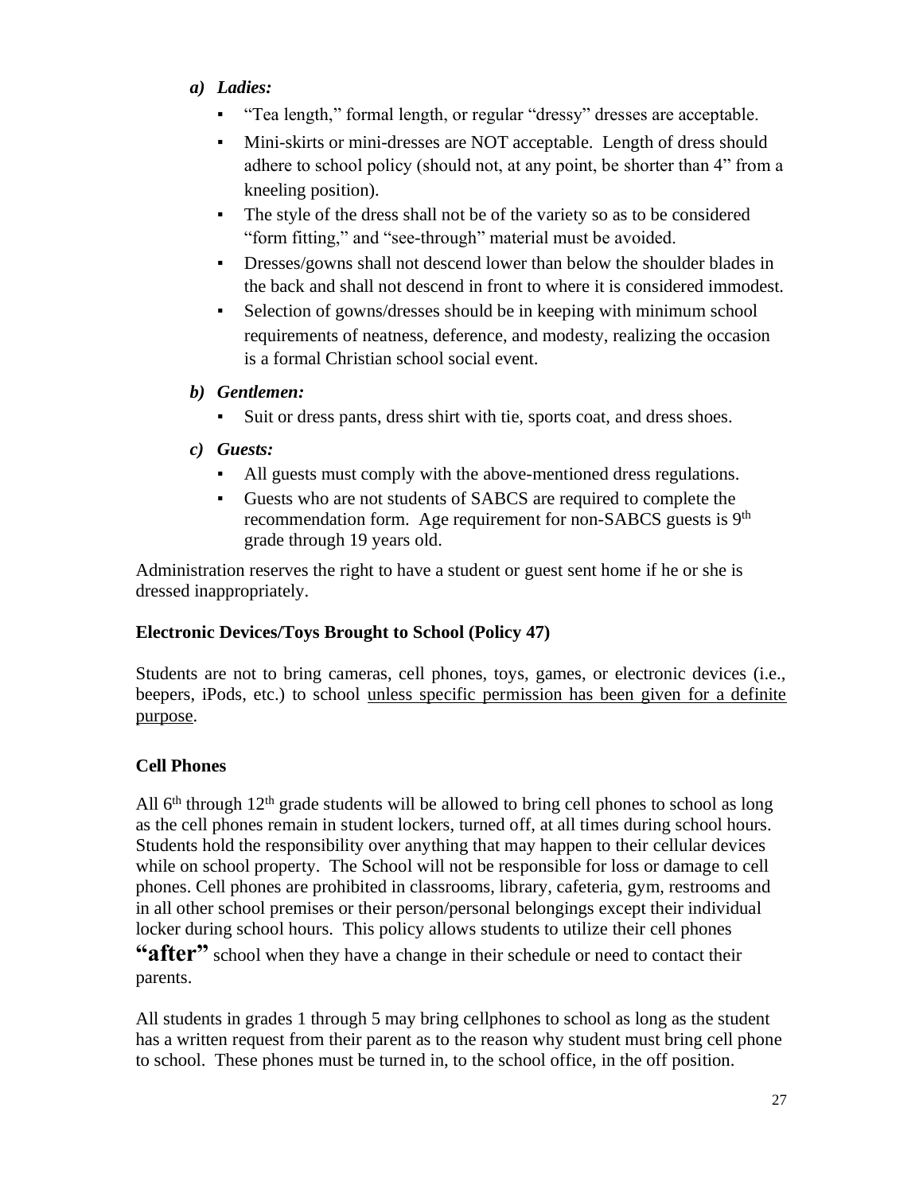*a) Ladies:*

- "Tea length," formal length, or regular "dressy" dresses are acceptable.
- Mini-skirts or mini-dresses are NOT acceptable. Length of dress should adhere to school policy (should not, at any point, be shorter than 4" from a kneeling position).
- The style of the dress shall not be of the variety so as to be considered "form fitting," and "see-through" material must be avoided.
- Dresses/gowns shall not descend lower than below the shoulder blades in the back and shall not descend in front to where it is considered immodest.
- Selection of gowns/dresses should be in keeping with minimum school requirements of neatness, deference, and modesty, realizing the occasion is a formal Christian school social event.

*b) Gentlemen:*

- Suit or dress pants, dress shirt with tie, sports coat, and dress shoes.

*c) Guests:*

- All guests must comply with the above-mentioned dress regulations.
- Guests who are not students of SABCS are required to complete the recommendation form. Age requirement for non-SABCS guests is 9th grade through 19 years old.

Administration reserves the right to have a student or guest sent home if he or she is dressed inappropriately.

**Electronic Devices/Toys Brought to School (Policy 47)**

Students are not to bring cameras, cell phones, toys, games, or electronic devices (i.e., beepers, iPods, etc.) to school unless specific permission has been given for a definite purpose.

**Cell Phones**

All 6th through 12th grade students will be allowed to bring cell phones to school as long as the cell phones remain in student lockers, turned off, at all times during school hours. Students hold the responsibility over anything that may happen to their cellular devices while on school property. The School will not be responsible for loss or damage to cell phones. Cell phones are prohibited in classrooms, library, cafeteria, gym, restrooms and in all other school premises or their person/personal belongings except their individual locker during school hours. This policy allows students to utilize their cell phones **"after"** school when they have a change in their schedule or need to contact their parents.

All students in grades 1 through 5 may bring cellphones to school as long as the student has a written request from their parent as to the reason why student must bring cell phone to school. These phones must be turned in, to the school office, in the off position.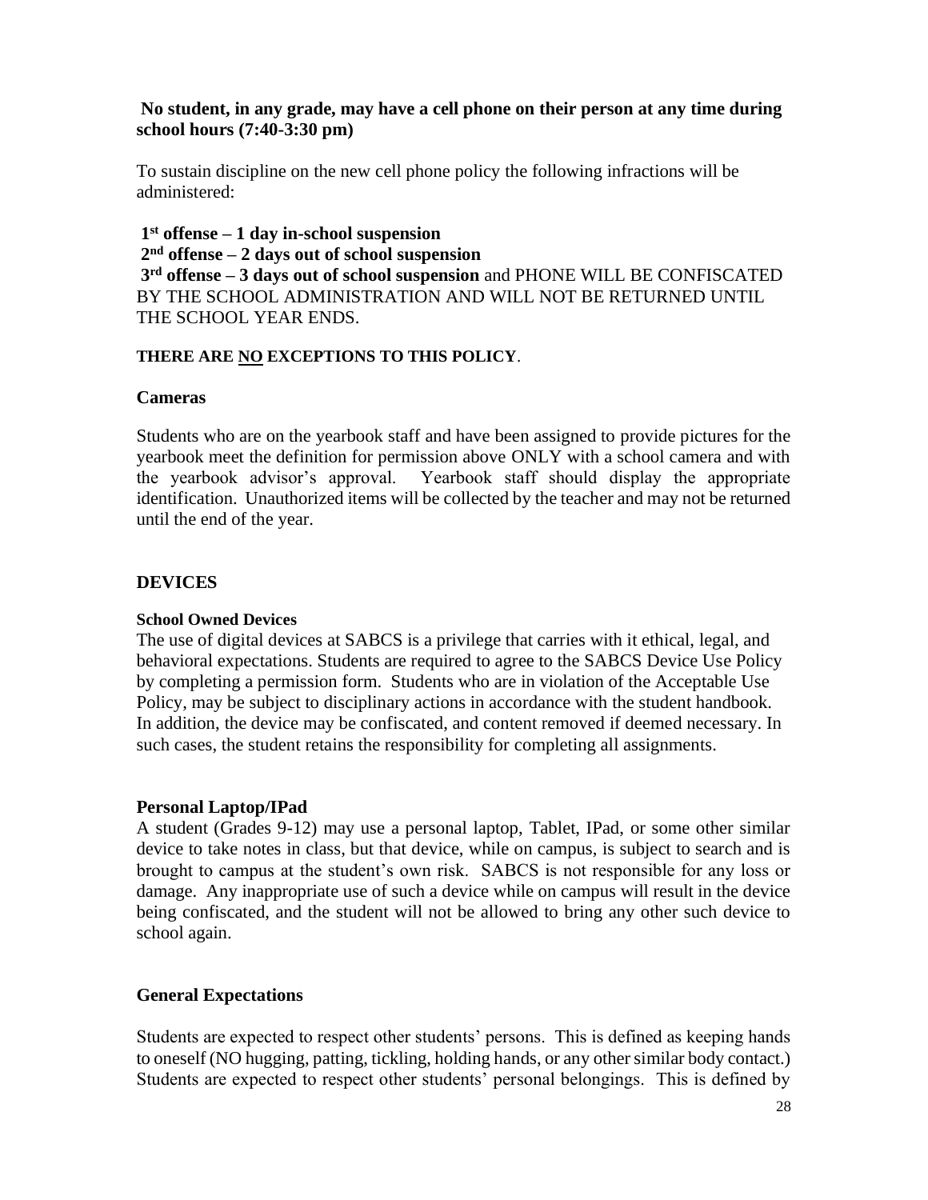**No student, in any grade, may have a cell phone on their person at any time during school hours (7:40-3:30 pm)**

To sustain discipline on the new cell phone policy the following infractions will be administered:

**1st offense – 1 day in-school suspension**
**2nd offense – 2 days out of school suspension**
**3rd offense – 3 days out of school suspension** and PHONE WILL BE CONFISCATED BY THE SCHOOL ADMINISTRATION AND WILL NOT BE RETURNED UNTIL THE SCHOOL YEAR ENDS.

**THERE ARE <u>NO</u> EXCEPTIONS TO THIS POLICY**.

### Cameras

Students who are on the yearbook staff and have been assigned to provide pictures for the yearbook meet the definition for permission above ONLY with a school camera and with the yearbook advisor's approval. Yearbook staff should display the appropriate identification. Unauthorized items will be collected by the teacher and may not be returned until the end of the year.

## DEVICES

#### School Owned Devices

The use of digital devices at SABCS is a privilege that carries with it ethical, legal, and behavioral expectations. Students are required to agree to the SABCS Device Use Policy by completing a permission form. Students who are in violation of the Acceptable Use Policy, may be subject to disciplinary actions in accordance with the student handbook. In addition, the device may be confiscated, and content removed if deemed necessary. In such cases, the student retains the responsibility for completing all assignments.

### Personal Laptop/IPad

A student (Grades 9-12) may use a personal laptop, Tablet, IPad, or some other similar device to take notes in class, but that device, while on campus, is subject to search and is brought to campus at the student's own risk. SABCS is not responsible for any loss or damage. Any inappropriate use of such a device while on campus will result in the device being confiscated, and the student will not be allowed to bring any other such device to school again.

### General Expectations

Students are expected to respect other students' persons. This is defined as keeping hands to oneself (NO hugging, patting, tickling, holding hands, or any other similar body contact.) Students are expected to respect other students' personal belongings. This is defined by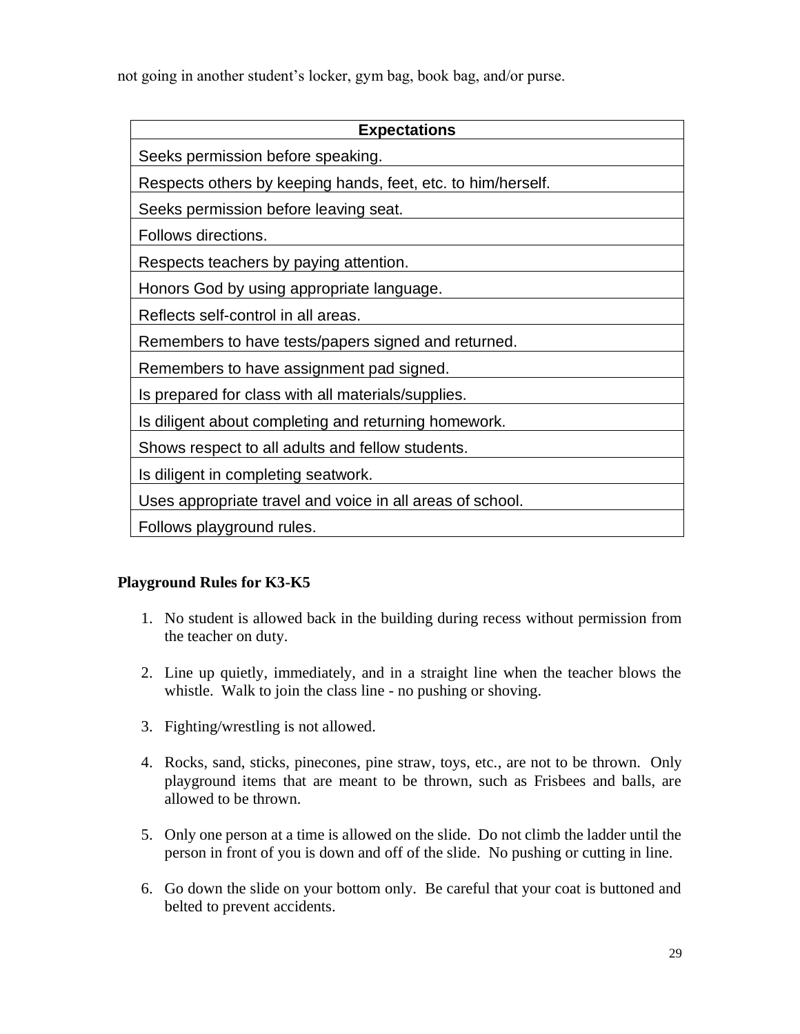not going in another student's locker, gym bag, book bag, and/or purse.

| Expectations |
| --- |
| Seeks permission before speaking. |
| Respects others by keeping hands, feet, etc. to him/herself. |
| Seeks permission before leaving seat. |
| Follows directions. |
| Respects teachers by paying attention. |
| Honors God by using appropriate language. |
| Reflects self-control in all areas. |
| Remembers to have tests/papers signed and returned. |
| Remembers to have assignment pad signed. |
| Is prepared for class with all materials/supplies. |
| Is diligent about completing and returning homework. |
| Shows respect to all adults and fellow students. |
| Is diligent in completing seatwork. |
| Uses appropriate travel and voice in all areas of school. |
| Follows playground rules. |

**Playground Rules for K3-K5**

1. No student is allowed back in the building during recess without permission from the teacher on duty.

2. Line up quietly, immediately, and in a straight line when the teacher blows the whistle. Walk to join the class line - no pushing or shoving.

3. Fighting/wrestling is not allowed.

4. Rocks, sand, sticks, pinecones, pine straw, toys, etc., are not to be thrown. Only playground items that are meant to be thrown, such as Frisbees and balls, are allowed to be thrown.

5. Only one person at a time is allowed on the slide. Do not climb the ladder until the person in front of you is down and off of the slide. No pushing or cutting in line.

6. Go down the slide on your bottom only. Be careful that your coat is buttoned and belted to prevent accidents.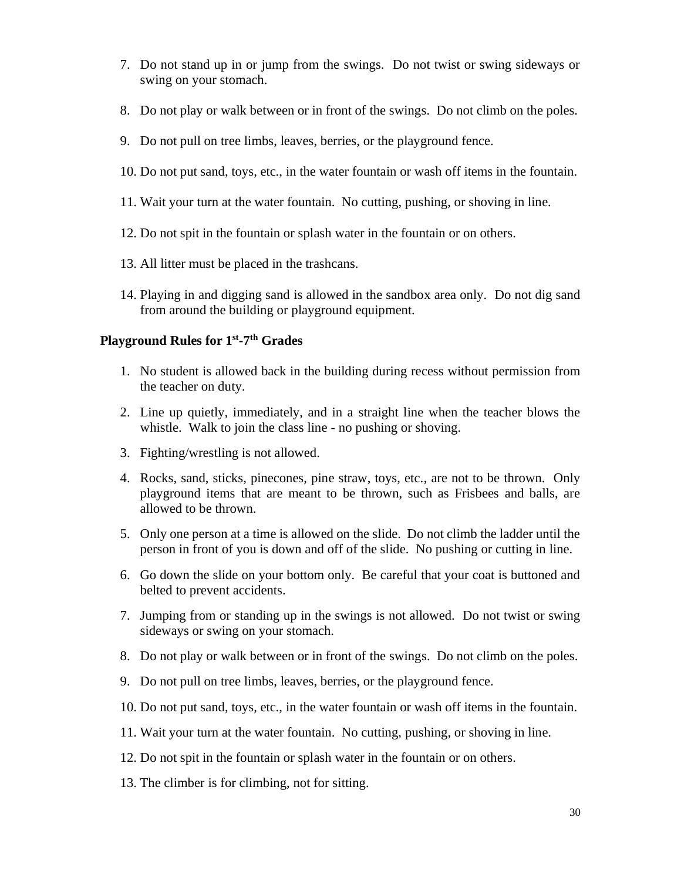7. Do not stand up in or jump from the swings. Do not twist or swing sideways or swing on your stomach.

8. Do not play or walk between or in front of the swings. Do not climb on the poles.

9. Do not pull on tree limbs, leaves, berries, or the playground fence.

10. Do not put sand, toys, etc., in the water fountain or wash off items in the fountain.

11. Wait your turn at the water fountain. No cutting, pushing, or shoving in line.

12. Do not spit in the fountain or splash water in the fountain or on others.

13. All litter must be placed in the trashcans.

14. Playing in and digging sand is allowed in the sandbox area only. Do not dig sand from around the building or playground equipment.

### Playground Rules for 1st-7th Grades

1. No student is allowed back in the building during recess without permission from the teacher on duty.

2. Line up quietly, immediately, and in a straight line when the teacher blows the whistle. Walk to join the class line - no pushing or shoving.

3. Fighting/wrestling is not allowed.

4. Rocks, sand, sticks, pinecones, pine straw, toys, etc., are not to be thrown. Only playground items that are meant to be thrown, such as Frisbees and balls, are allowed to be thrown.

5. Only one person at a time is allowed on the slide. Do not climb the ladder until the person in front of you is down and off of the slide. No pushing or cutting in line.

6. Go down the slide on your bottom only. Be careful that your coat is buttoned and belted to prevent accidents.

7. Jumping from or standing up in the swings is not allowed. Do not twist or swing sideways or swing on your stomach.

8. Do not play or walk between or in front of the swings. Do not climb on the poles.

9. Do not pull on tree limbs, leaves, berries, or the playground fence.

10. Do not put sand, toys, etc., in the water fountain or wash off items in the fountain.

11. Wait your turn at the water fountain. No cutting, pushing, or shoving in line.

12. Do not spit in the fountain or splash water in the fountain or on others.

13. The climber is for climbing, not for sitting.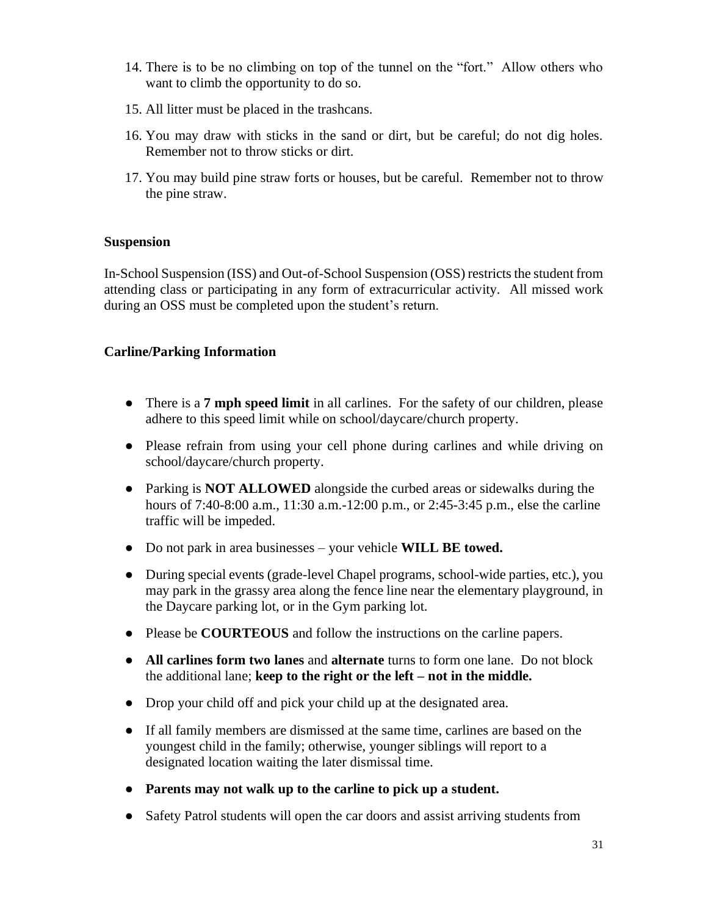14. There is to be no climbing on top of the tunnel on the "fort." Allow others who want to climb the opportunity to do so.
15. All litter must be placed in the trashcans.
16. You may draw with sticks in the sand or dirt, but be careful; do not dig holes. Remember not to throw sticks or dirt.
17. You may build pine straw forts or houses, but be careful. Remember not to throw the pine straw.

**Suspension**

In-School Suspension (ISS) and Out-of-School Suspension (OSS) restricts the student from attending class or participating in any form of extracurricular activity. All missed work during an OSS must be completed upon the student's return.

**Carline/Parking Information**

- There is a **7 mph speed limit** in all carlines. For the safety of our children, please adhere to this speed limit while on school/daycare/church property.
- Please refrain from using your cell phone during carlines and while driving on school/daycare/church property.
- Parking is **NOT ALLOWED** alongside the curbed areas or sidewalks during the hours of 7:40-8:00 a.m., 11:30 a.m.-12:00 p.m., or 2:45-3:45 p.m., else the carline traffic will be impeded.
- Do not park in area businesses – your vehicle **WILL BE towed.**
- During special events (grade-level Chapel programs, school-wide parties, etc.), you may park in the grassy area along the fence line near the elementary playground, in the Daycare parking lot, or in the Gym parking lot.
- Please be **COURTEOUS** and follow the instructions on the carline papers.
- **All carlines form two lanes** and **alternate** turns to form one lane. Do not block the additional lane; **keep to the right or the left – not in the middle.**
- Drop your child off and pick your child up at the designated area.
- If all family members are dismissed at the same time, carlines are based on the youngest child in the family; otherwise, younger siblings will report to a designated location waiting the later dismissal time.
- **Parents may not walk up to the carline to pick up a student.**
- Safety Patrol students will open the car doors and assist arriving students from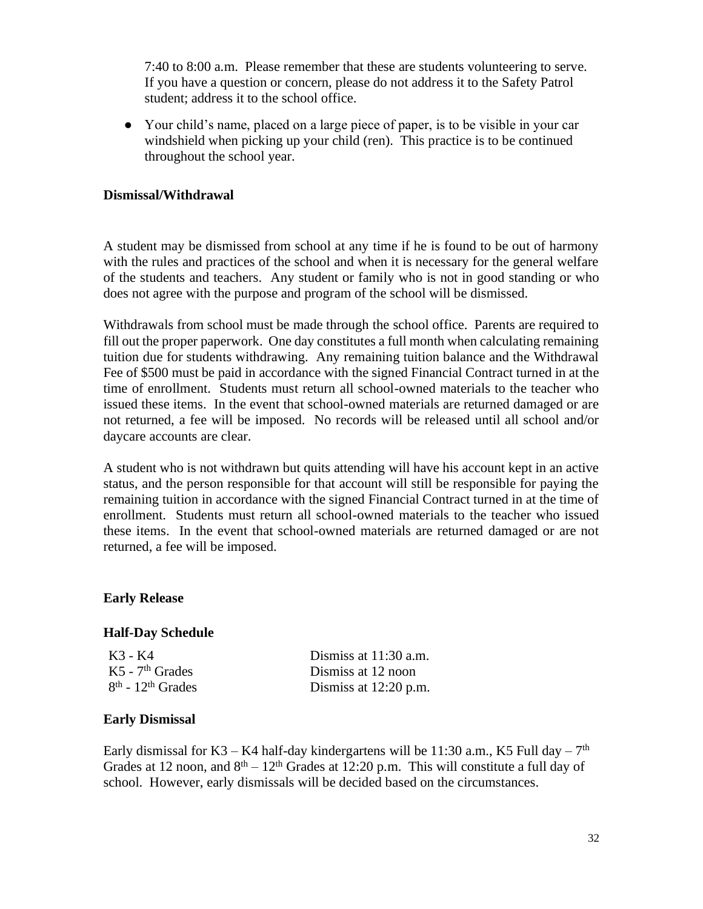7:40 to 8:00 a.m. Please remember that these are students volunteering to serve. If you have a question or concern, please do not address it to the Safety Patrol student; address it to the school office.

- Your child's name, placed on a large piece of paper, is to be visible in your car windshield when picking up your child (ren). This practice is to be continued throughout the school year.

**Dismissal/Withdrawal**

A student may be dismissed from school at any time if he is found to be out of harmony with the rules and practices of the school and when it is necessary for the general welfare of the students and teachers. Any student or family who is not in good standing or who does not agree with the purpose and program of the school will be dismissed.

Withdrawals from school must be made through the school office. Parents are required to fill out the proper paperwork. One day constitutes a full month when calculating remaining tuition due for students withdrawing. Any remaining tuition balance and the Withdrawal Fee of $500 must be paid in accordance with the signed Financial Contract turned in at the time of enrollment. Students must return all school-owned materials to the teacher who issued these items. In the event that school-owned materials are returned damaged or are not returned, a fee will be imposed. No records will be released until all school and/or daycare accounts are clear.

A student who is not withdrawn but quits attending will have his account kept in an active status, and the person responsible for that account will still be responsible for paying the remaining tuition in accordance with the signed Financial Contract turned in at the time of enrollment. Students must return all school-owned materials to the teacher who issued these items. In the event that school-owned materials are returned damaged or are not returned, a fee will be imposed.

**Early Release**

**Half-Day Schedule**

| | |
|---|---|
| K3 - K4 | Dismiss at 11:30 a.m. |
| K5 - 7th Grades | Dismiss at 12 noon |
| 8th - 12th Grades | Dismiss at 12:20 p.m. |

**Early Dismissal**

Early dismissal for K3 – K4 half-day kindergartens will be 11:30 a.m., K5 Full day – 7th Grades at 12 noon, and 8th – 12th Grades at 12:20 p.m. This will constitute a full day of school. However, early dismissals will be decided based on the circumstances.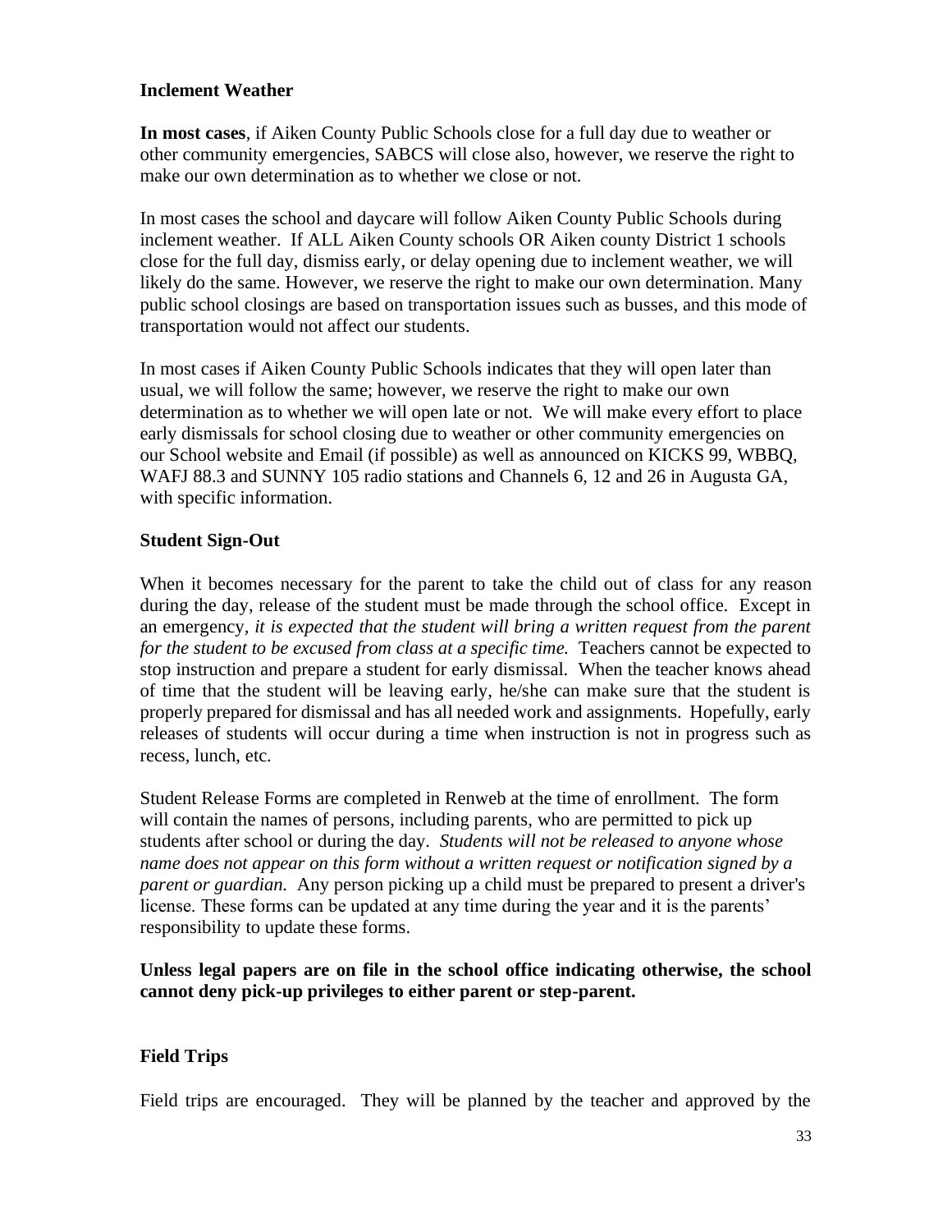## Inclement Weather

**In most cases**, if Aiken County Public Schools close for a full day due to weather or other community emergencies, SABCS will close also, however, we reserve the right to make our own determination as to whether we close or not.

In most cases the school and daycare will follow Aiken County Public Schools during inclement weather. If ALL Aiken County schools OR Aiken county District 1 schools close for the full day, dismiss early, or delay opening due to inclement weather, we will likely do the same. However, we reserve the right to make our own determination. Many public school closings are based on transportation issues such as busses, and this mode of transportation would not affect our students.

In most cases if Aiken County Public Schools indicates that they will open later than usual, we will follow the same; however, we reserve the right to make our own determination as to whether we will open late or not. We will make every effort to place early dismissals for school closing due to weather or other community emergencies on our School website and Email (if possible) as well as announced on KICKS 99, WBBQ, WAFJ 88.3 and SUNNY 105 radio stations and Channels 6, 12 and 26 in Augusta GA, with specific information.

## Student Sign-Out

When it becomes necessary for the parent to take the child out of class for any reason during the day, release of the student must be made through the school office. Except in an emergency, *it is expected that the student will bring a written request from the parent for the student to be excused from class at a specific time.* Teachers cannot be expected to stop instruction and prepare a student for early dismissal. When the teacher knows ahead of time that the student will be leaving early, he/she can make sure that the student is properly prepared for dismissal and has all needed work and assignments. Hopefully, early releases of students will occur during a time when instruction is not in progress such as recess, lunch, etc.

Student Release Forms are completed in Renweb at the time of enrollment. The form will contain the names of persons, including parents, who are permitted to pick up students after school or during the day. *Students will not be released to anyone whose name does not appear on this form without a written request or notification signed by a parent or guardian.* Any person picking up a child must be prepared to present a driver's license. These forms can be updated at any time during the year and it is the parents' responsibility to update these forms.

**Unless legal papers are on file in the school office indicating otherwise, the school cannot deny pick-up privileges to either parent or step-parent.**

## Field Trips

Field trips are encouraged. They will be planned by the teacher and approved by the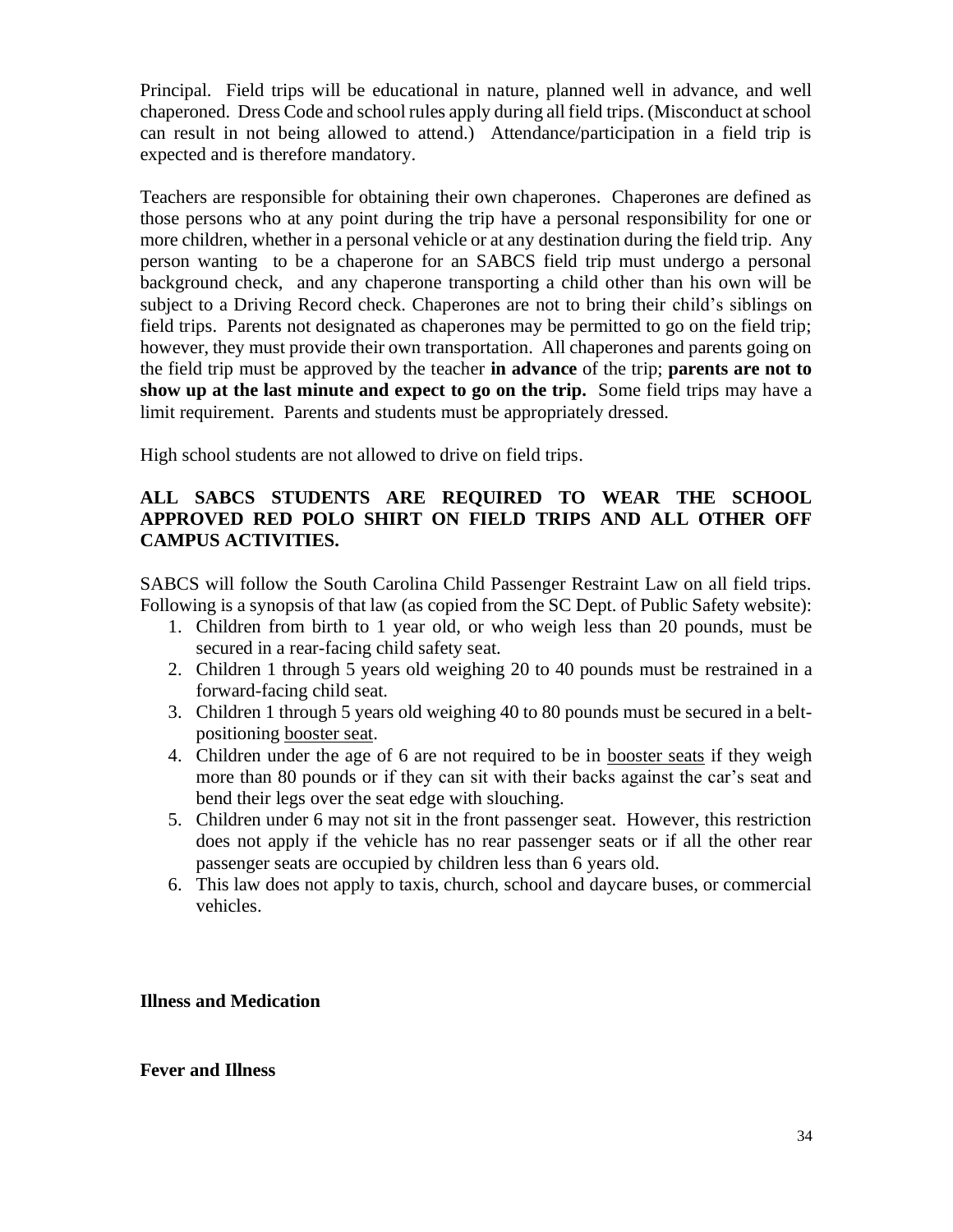Principal. Field trips will be educational in nature, planned well in advance, and well chaperoned. Dress Code and school rules apply during all field trips. (Misconduct at school can result in not being allowed to attend.) Attendance/participation in a field trip is expected and is therefore mandatory.

Teachers are responsible for obtaining their own chaperones. Chaperones are defined as those persons who at any point during the trip have a personal responsibility for one or more children, whether in a personal vehicle or at any destination during the field trip. Any person wanting to be a chaperone for an SABCS field trip must undergo a personal background check, and any chaperone transporting a child other than his own will be subject to a Driving Record check. Chaperones are not to bring their child's siblings on field trips. Parents not designated as chaperones may be permitted to go on the field trip; however, they must provide their own transportation. All chaperones and parents going on the field trip must be approved by the teacher **in advance** of the trip; **parents are not to show up at the last minute and expect to go on the trip.** Some field trips may have a limit requirement. Parents and students must be appropriately dressed.

High school students are not allowed to drive on field trips.

**ALL SABCS STUDENTS ARE REQUIRED TO WEAR THE SCHOOL APPROVED RED POLO SHIRT ON FIELD TRIPS AND ALL OTHER OFF CAMPUS ACTIVITIES.**

SABCS will follow the South Carolina Child Passenger Restraint Law on all field trips. Following is a synopsis of that law (as copied from the SC Dept. of Public Safety website):

1. Children from birth to 1 year old, or who weigh less than 20 pounds, must be secured in a rear-facing child safety seat.
2. Children 1 through 5 years old weighing 20 to 40 pounds must be restrained in a forward-facing child seat.
3. Children 1 through 5 years old weighing 40 to 80 pounds must be secured in a belt-positioning booster seat.
4. Children under the age of 6 are not required to be in booster seats if they weigh more than 80 pounds or if they can sit with their backs against the car's seat and bend their legs over the seat edge with slouching.
5. Children under 6 may not sit in the front passenger seat. However, this restriction does not apply if the vehicle has no rear passenger seats or if all the other rear passenger seats are occupied by children less than 6 years old.
6. This law does not apply to taxis, church, school and daycare buses, or commercial vehicles.

## Illness and Medication

### Fever and Illness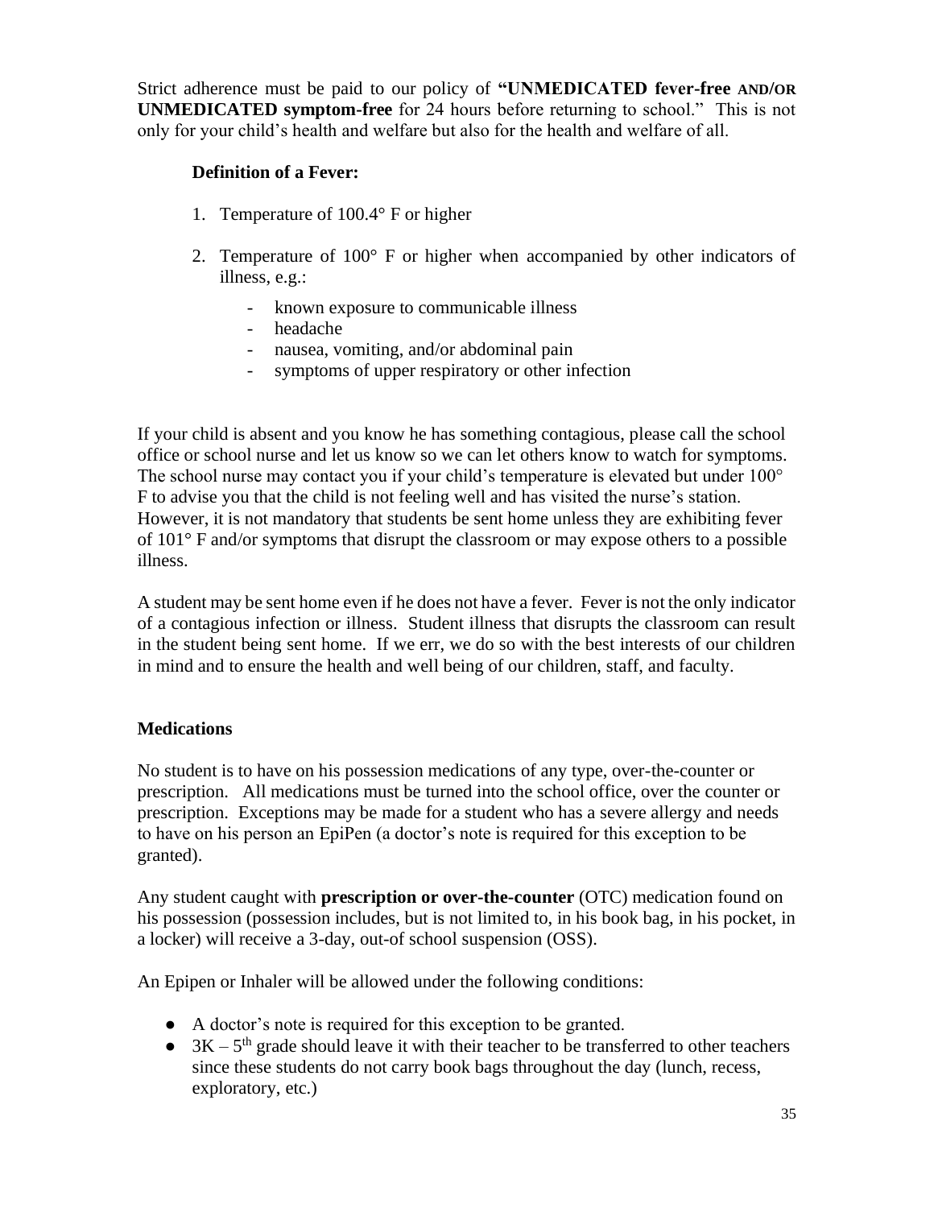Strict adherence must be paid to our policy of **"UNMEDICATED fever-free AND/OR UNMEDICATED symptom-free** for 24 hours before returning to school." This is not only for your child's health and welfare but also for the health and welfare of all.

**Definition of a Fever:**

1. Temperature of 100.4° F or higher
2. Temperature of 100° F or higher when accompanied by other indicators of illness, e.g.:
    - known exposure to communicable illness
    - headache
    - nausea, vomiting, and/or abdominal pain
    - symptoms of upper respiratory or other infection

If your child is absent and you know he has something contagious, please call the school office or school nurse and let us know so we can let others know to watch for symptoms. The school nurse may contact you if your child's temperature is elevated but under 100° F to advise you that the child is not feeling well and has visited the nurse's station. However, it is not mandatory that students be sent home unless they are exhibiting fever of 101° F and/or symptoms that disrupt the classroom or may expose others to a possible illness.

A student may be sent home even if he does not have a fever. Fever is not the only indicator of a contagious infection or illness. Student illness that disrupts the classroom can result in the student being sent home. If we err, we do so with the best interests of our children in mind and to ensure the health and well being of our children, staff, and faculty.

### Medications

No student is to have on his possession medications of any type, over-the-counter or prescription. All medications must be turned into the school office, over the counter or prescription. Exceptions may be made for a student who has a severe allergy and needs to have on his person an EpiPen (a doctor's note is required for this exception to be granted).

Any student caught with **prescription or over-the-counter** (OTC) medication found on his possession (possession includes, but is not limited to, in his book bag, in his pocket, in a locker) will receive a 3-day, out-of school suspension (OSS).

An Epipen or Inhaler will be allowed under the following conditions:

- A doctor's note is required for this exception to be granted.
- 3K – 5th grade should leave it with their teacher to be transferred to other teachers since these students do not carry book bags throughout the day (lunch, recess, exploratory, etc.)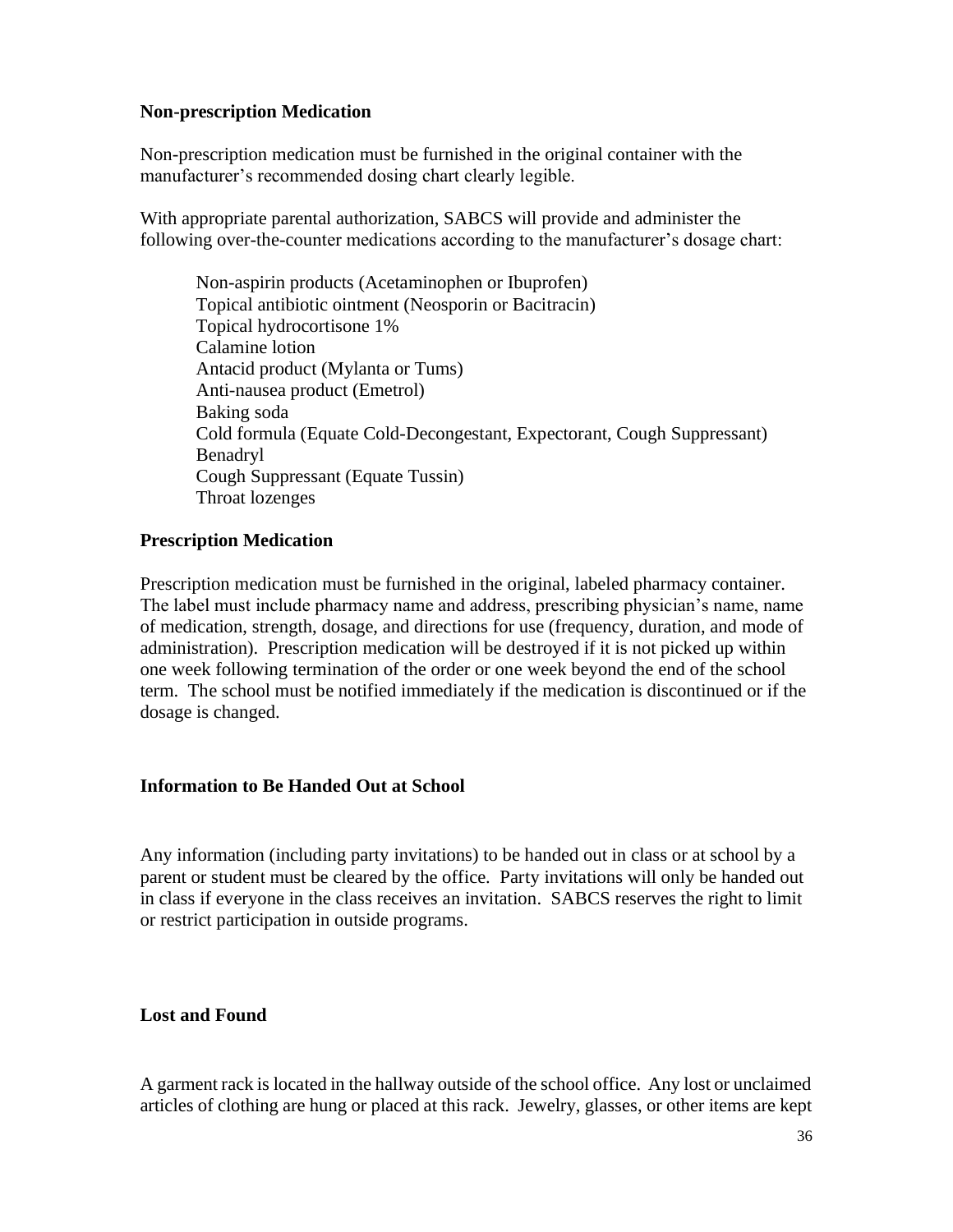### Non-prescription Medication

Non-prescription medication must be furnished in the original container with the manufacturer's recommended dosing chart clearly legible.

With appropriate parental authorization, SABCS will provide and administer the following over-the-counter medications according to the manufacturer's dosage chart:

- Non-aspirin products (Acetaminophen or Ibuprofen)
- Topical antibiotic ointment (Neosporin or Bacitracin)
- Topical hydrocortisone 1%
- Calamine lotion
- Antacid product (Mylanta or Tums)
- Anti-nausea product (Emetrol)
- Baking soda
- Cold formula (Equate Cold-Decongestant, Expectorant, Cough Suppressant)
- Benadryl
- Cough Suppressant (Equate Tussin)
- Throat lozenges

### Prescription Medication

Prescription medication must be furnished in the original, labeled pharmacy container. The label must include pharmacy name and address, prescribing physician's name, name of medication, strength, dosage, and directions for use (frequency, duration, and mode of administration). Prescription medication will be destroyed if it is not picked up within one week following termination of the order or one week beyond the end of the school term. The school must be notified immediately if the medication is discontinued or if the dosage is changed.

### Information to Be Handed Out at School

Any information (including party invitations) to be handed out in class or at school by a parent or student must be cleared by the office. Party invitations will only be handed out in class if everyone in the class receives an invitation. SABCS reserves the right to limit or restrict participation in outside programs.

### Lost and Found

A garment rack is located in the hallway outside of the school office. Any lost or unclaimed articles of clothing are hung or placed at this rack. Jewelry, glasses, or other items are kept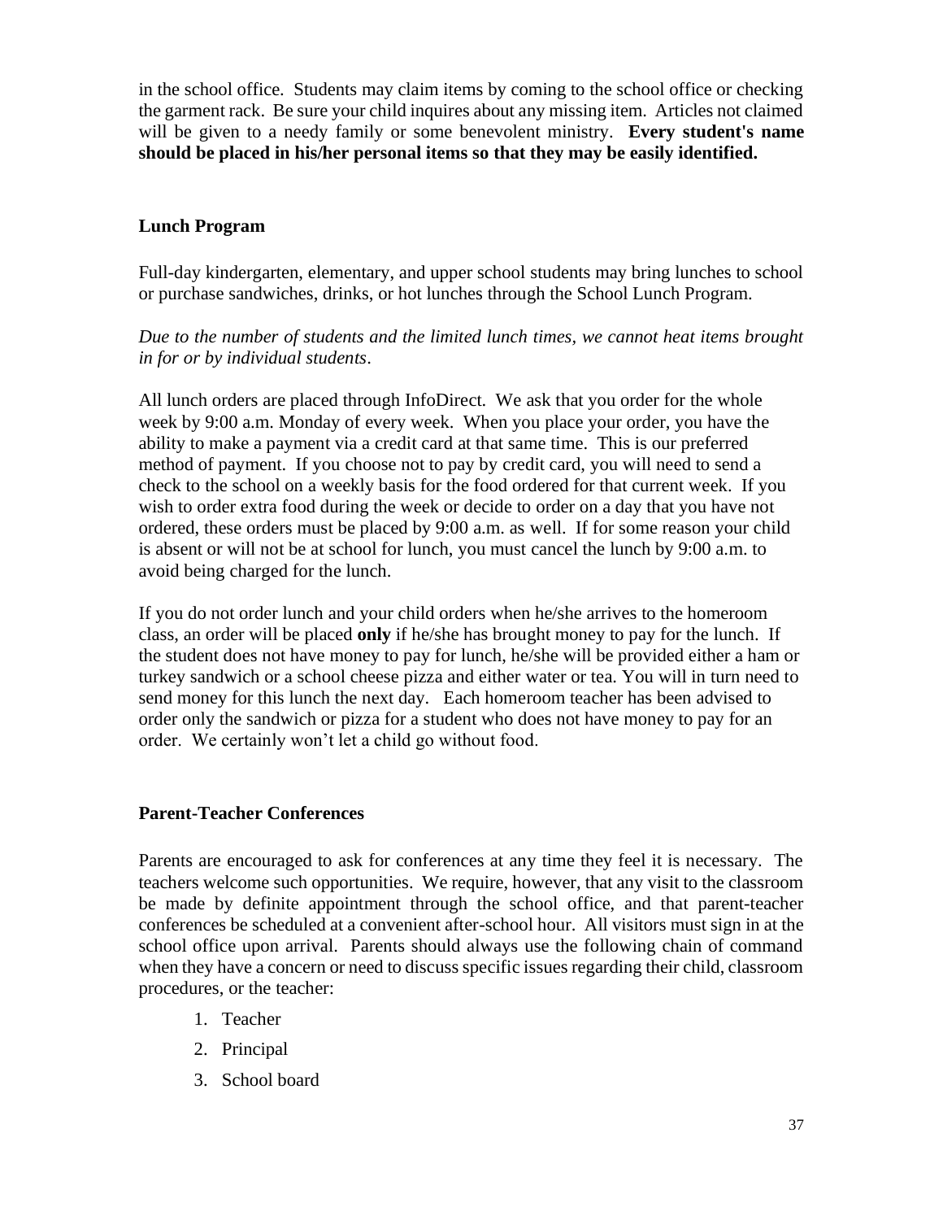in the school office. Students may claim items by coming to the school office or checking the garment rack. Be sure your child inquires about any missing item. Articles not claimed will be given to a needy family or some benevolent ministry. **Every student's name should be placed in his/her personal items so that they may be easily identified.**

### Lunch Program

Full-day kindergarten, elementary, and upper school students may bring lunches to school or purchase sandwiches, drinks, or hot lunches through the School Lunch Program.

*Due to the number of students and the limited lunch times, we cannot heat items brought in for or by individual students*.

All lunch orders are placed through InfoDirect. We ask that you order for the whole week by 9:00 a.m. Monday of every week. When you place your order, you have the ability to make a payment via a credit card at that same time. This is our preferred method of payment. If you choose not to pay by credit card, you will need to send a check to the school on a weekly basis for the food ordered for that current week. If you wish to order extra food during the week or decide to order on a day that you have not ordered, these orders must be placed by 9:00 a.m. as well. If for some reason your child is absent or will not be at school for lunch, you must cancel the lunch by 9:00 a.m. to avoid being charged for the lunch.

If you do not order lunch and your child orders when he/she arrives to the homeroom class, an order will be placed **only** if he/she has brought money to pay for the lunch. If the student does not have money to pay for lunch, he/she will be provided either a ham or turkey sandwich or a school cheese pizza and either water or tea. You will in turn need to send money for this lunch the next day. Each homeroom teacher has been advised to order only the sandwich or pizza for a student who does not have money to pay for an order. We certainly won't let a child go without food.

### Parent-Teacher Conferences

Parents are encouraged to ask for conferences at any time they feel it is necessary. The teachers welcome such opportunities. We require, however, that any visit to the classroom be made by definite appointment through the school office, and that parent-teacher conferences be scheduled at a convenient after-school hour. All visitors must sign in at the school office upon arrival. Parents should always use the following chain of command when they have a concern or need to discuss specific issues regarding their child, classroom procedures, or the teacher:

1. Teacher
2. Principal
3. School board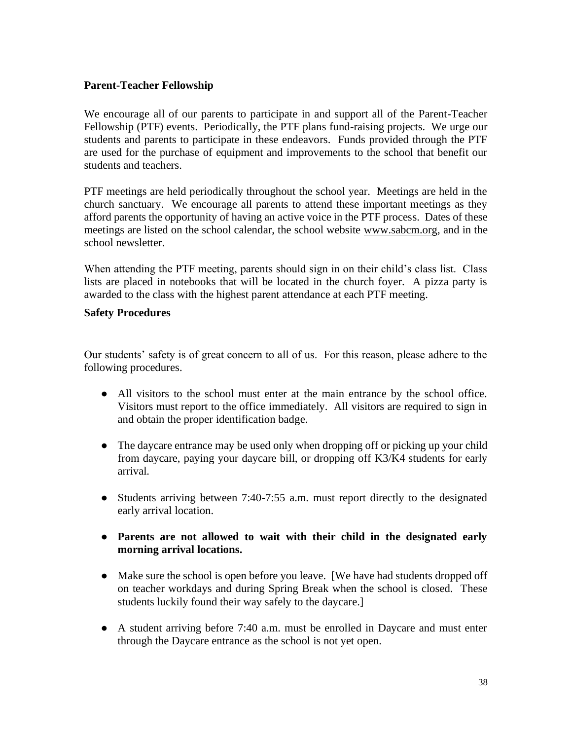**Parent-Teacher Fellowship**

We encourage all of our parents to participate in and support all of the Parent-Teacher Fellowship (PTF) events. Periodically, the PTF plans fund-raising projects. We urge our students and parents to participate in these endeavors. Funds provided through the PTF are used for the purchase of equipment and improvements to the school that benefit our students and teachers.

PTF meetings are held periodically throughout the school year. Meetings are held in the church sanctuary. We encourage all parents to attend these important meetings as they afford parents the opportunity of having an active voice in the PTF process. Dates of these meetings are listed on the school calendar, the school website www.sabcm.org, and in the school newsletter.

When attending the PTF meeting, parents should sign in on their child's class list. Class lists are placed in notebooks that will be located in the church foyer. A pizza party is awarded to the class with the highest parent attendance at each PTF meeting.

**Safety Procedures**

Our students' safety is of great concern to all of us. For this reason, please adhere to the following procedures.

- All visitors to the school must enter at the main entrance by the school office. Visitors must report to the office immediately. All visitors are required to sign in and obtain the proper identification badge.
- The daycare entrance may be used only when dropping off or picking up your child from daycare, paying your daycare bill, or dropping off K3/K4 students for early arrival.
- Students arriving between 7:40-7:55 a.m. must report directly to the designated early arrival location.
- **Parents are not allowed to wait with their child in the designated early morning arrival locations.**
- Make sure the school is open before you leave. [We have had students dropped off on teacher workdays and during Spring Break when the school is closed. These students luckily found their way safely to the daycare.]
- A student arriving before 7:40 a.m. must be enrolled in Daycare and must enter through the Daycare entrance as the school is not yet open.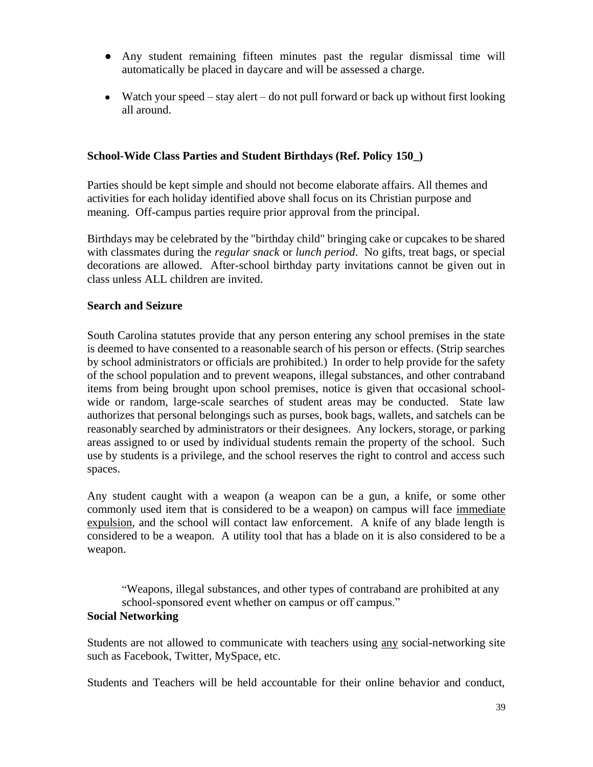- Any student remaining fifteen minutes past the regular dismissal time will automatically be placed in daycare and will be assessed a charge.
- Watch your speed – stay alert – do not pull forward or back up without first looking all around.

### School-Wide Class Parties and Student Birthdays (Ref. Policy 150_)

Parties should be kept simple and should not become elaborate affairs. All themes and activities for each holiday identified above shall focus on its Christian purpose and meaning. Off-campus parties require prior approval from the principal.

Birthdays may be celebrated by the "birthday child" bringing cake or cupcakes to be shared with classmates during the *regular snack* or *lunch period*. No gifts, treat bags, or special decorations are allowed. After-school birthday party invitations cannot be given out in class unless ALL children are invited.

### Search and Seizure

South Carolina statutes provide that any person entering any school premises in the state is deemed to have consented to a reasonable search of his person or effects. (Strip searches by school administrators or officials are prohibited.) In order to help provide for the safety of the school population and to prevent weapons, illegal substances, and other contraband items from being brought upon school premises, notice is given that occasional school-wide or random, large-scale searches of student areas may be conducted. State law authorizes that personal belongings such as purses, book bags, wallets, and satchels can be reasonably searched by administrators or their designees. Any lockers, storage, or parking areas assigned to or used by individual students remain the property of the school. Such use by students is a privilege, and the school reserves the right to control and access such spaces.

Any student caught with a weapon (a weapon can be a gun, a knife, or some other commonly used item that is considered to be a weapon) on campus will face immediate expulsion, and the school will contact law enforcement. A knife of any blade length is considered to be a weapon. A utility tool that has a blade on it is also considered to be a weapon.

> "Weapons, illegal substances, and other types of contraband are prohibited at any school-sponsored event whether on campus or off campus."

### Social Networking

Students are not allowed to communicate with teachers using any social-networking site such as Facebook, Twitter, MySpace, etc.

Students and Teachers will be held accountable for their online behavior and conduct,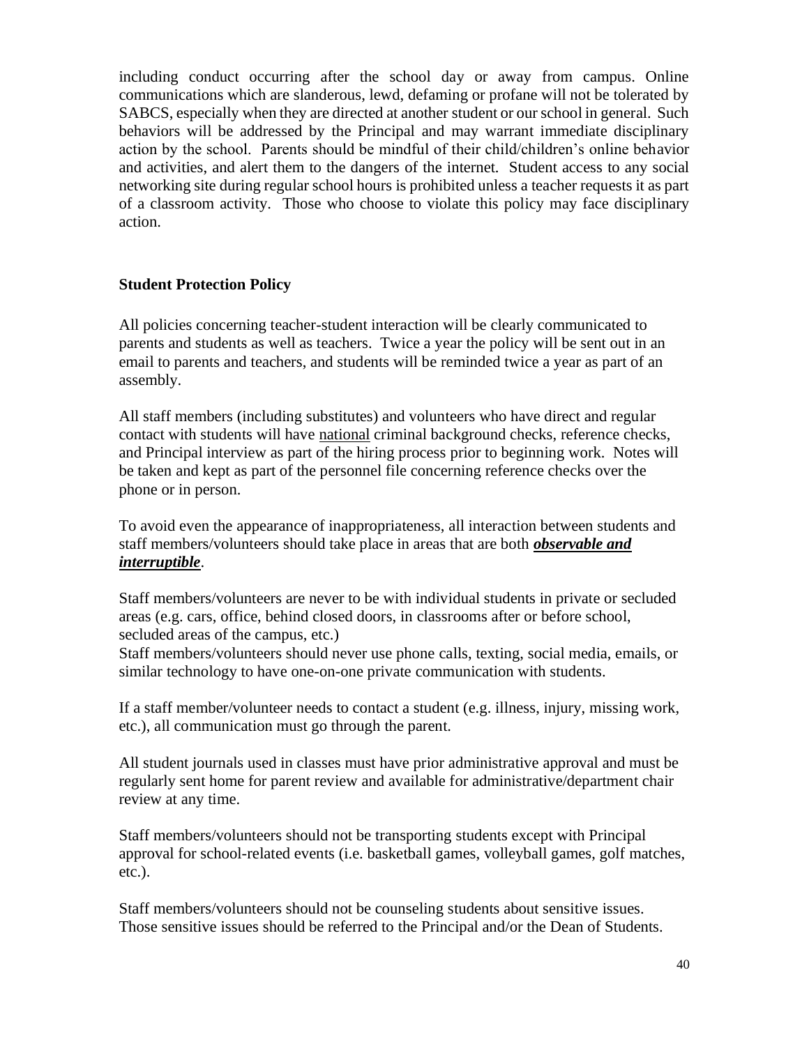including conduct occurring after the school day or away from campus. Online communications which are slanderous, lewd, defaming or profane will not be tolerated by SABCS, especially when they are directed at another student or our school in general. Such behaviors will be addressed by the Principal and may warrant immediate disciplinary action by the school. Parents should be mindful of their child/children's online behavior and activities, and alert them to the dangers of the internet. Student access to any social networking site during regular school hours is prohibited unless a teacher requests it as part of a classroom activity. Those who choose to violate this policy may face disciplinary action.

**Student Protection Policy**

All policies concerning teacher-student interaction will be clearly communicated to parents and students as well as teachers. Twice a year the policy will be sent out in an email to parents and teachers, and students will be reminded twice a year as part of an assembly.

All staff members (including substitutes) and volunteers who have direct and regular contact with students will have <u>national</u> criminal background checks, reference checks, and Principal interview as part of the hiring process prior to beginning work. Notes will be taken and kept as part of the personnel file concerning reference checks over the phone or in person.

To avoid even the appearance of inappropriateness, all interaction between students and staff members/volunteers should take place in areas that are both ***<u>observable and interruptible</u>***.

Staff members/volunteers are never to be with individual students in private or secluded areas (e.g. cars, office, behind closed doors, in classrooms after or before school, secluded areas of the campus, etc.)
Staff members/volunteers should never use phone calls, texting, social media, emails, or similar technology to have one-on-one private communication with students.

If a staff member/volunteer needs to contact a student (e.g. illness, injury, missing work, etc.), all communication must go through the parent.

All student journals used in classes must have prior administrative approval and must be regularly sent home for parent review and available for administrative/department chair review at any time.

Staff members/volunteers should not be transporting students except with Principal approval for school-related events (i.e. basketball games, volleyball games, golf matches, etc.).

Staff members/volunteers should not be counseling students about sensitive issues. Those sensitive issues should be referred to the Principal and/or the Dean of Students.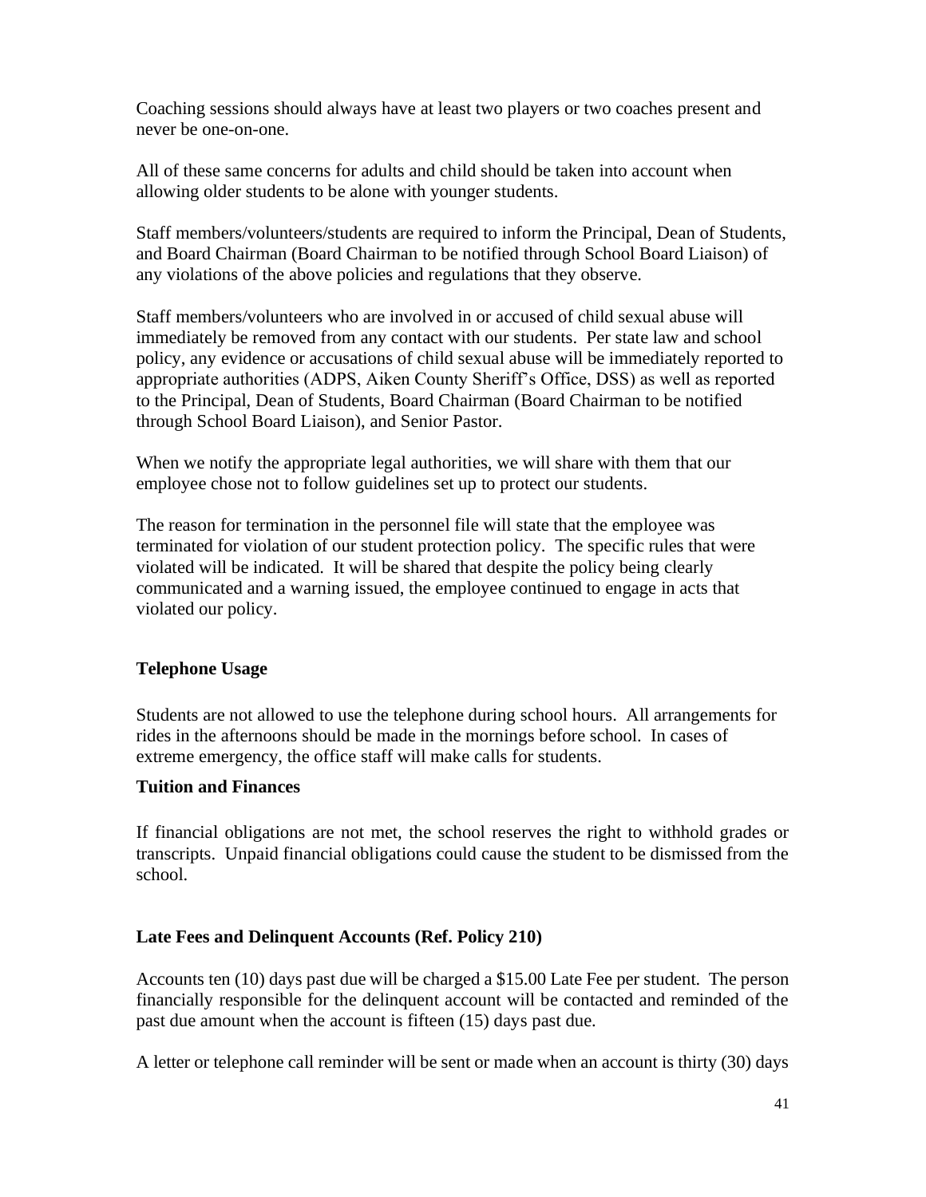Coaching sessions should always have at least two players or two coaches present and never be one-on-one.

All of these same concerns for adults and child should be taken into account when allowing older students to be alone with younger students.

Staff members/volunteers/students are required to inform the Principal, Dean of Students, and Board Chairman (Board Chairman to be notified through School Board Liaison) of any violations of the above policies and regulations that they observe.

Staff members/volunteers who are involved in or accused of child sexual abuse will immediately be removed from any contact with our students. Per state law and school policy, any evidence or accusations of child sexual abuse will be immediately reported to appropriate authorities (ADPS, Aiken County Sheriff's Office, DSS) as well as reported to the Principal, Dean of Students, Board Chairman (Board Chairman to be notified through School Board Liaison), and Senior Pastor.

When we notify the appropriate legal authorities, we will share with them that our employee chose not to follow guidelines set up to protect our students.

The reason for termination in the personnel file will state that the employee was terminated for violation of our student protection policy. The specific rules that were violated will be indicated. It will be shared that despite the policy being clearly communicated and a warning issued, the employee continued to engage in acts that violated our policy.

**Telephone Usage**

Students are not allowed to use the telephone during school hours. All arrangements for rides in the afternoons should be made in the mornings before school. In cases of extreme emergency, the office staff will make calls for students.

**Tuition and Finances**

If financial obligations are not met, the school reserves the right to withhold grades or transcripts. Unpaid financial obligations could cause the student to be dismissed from the school.

**Late Fees and Delinquent Accounts (Ref. Policy 210)**

Accounts ten (10) days past due will be charged a $15.00 Late Fee per student. The person financially responsible for the delinquent account will be contacted and reminded of the past due amount when the account is fifteen (15) days past due.

A letter or telephone call reminder will be sent or made when an account is thirty (30) days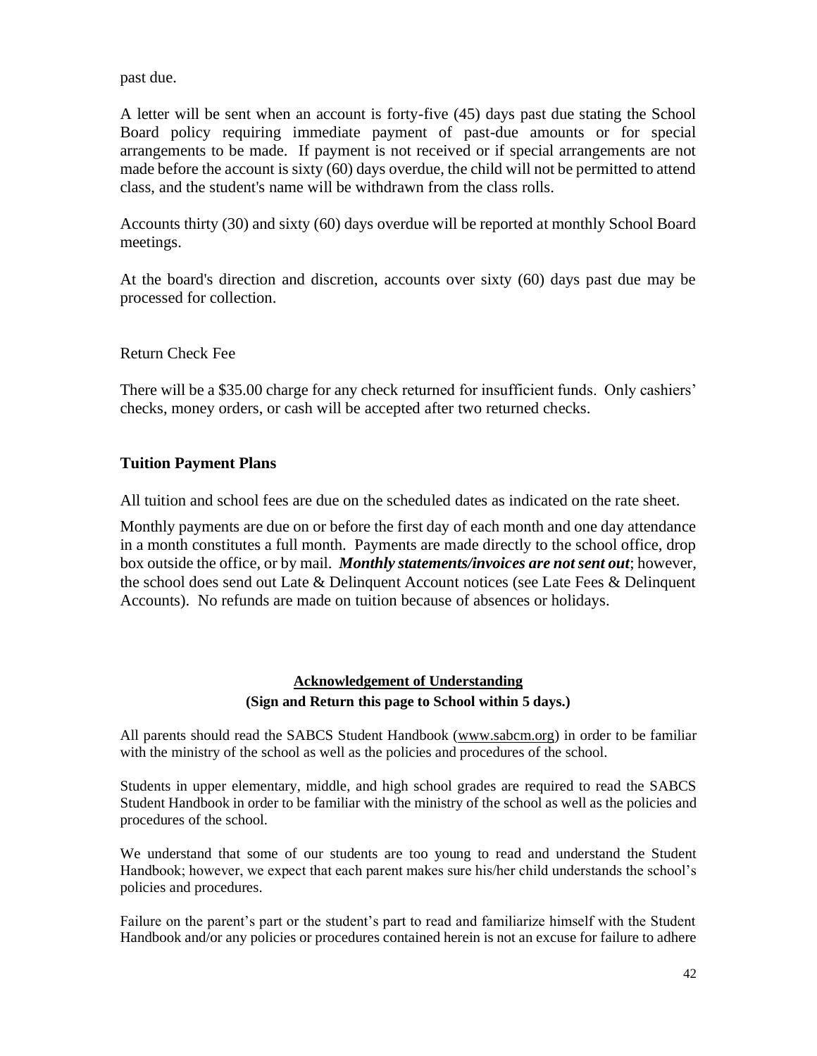past due.

A letter will be sent when an account is forty-five (45) days past due stating the School Board policy requiring immediate payment of past-due amounts or for special arrangements to be made. If payment is not received or if special arrangements are not made before the account is sixty (60) days overdue, the child will not be permitted to attend class, and the student's name will be withdrawn from the class rolls.

Accounts thirty (30) and sixty (60) days overdue will be reported at monthly School Board meetings.

At the board's direction and discretion, accounts over sixty (60) days past due may be processed for collection.

Return Check Fee

There will be a $35.00 charge for any check returned for insufficient funds. Only cashiers' checks, money orders, or cash will be accepted after two returned checks.

## Tuition Payment Plans

All tuition and school fees are due on the scheduled dates as indicated on the rate sheet.

Monthly payments are due on or before the first day of each month and one day attendance in a month constitutes a full month. Payments are made directly to the school office, drop box outside the office, or by mail. ***Monthly statements/invoices are not sent out***; however, the school does send out Late & Delinquent Account notices (see Late Fees & Delinquent Accounts). No refunds are made on tuition because of absences or holidays.

## Acknowledgement of Understanding

**(Sign and Return this page to School within 5 days.)**

All parents should read the SABCS Student Handbook (www.sabcm.org) in order to be familiar with the ministry of the school as well as the policies and procedures of the school.

Students in upper elementary, middle, and high school grades are required to read the SABCS Student Handbook in order to be familiar with the ministry of the school as well as the policies and procedures of the school.

We understand that some of our students are too young to read and understand the Student Handbook; however, we expect that each parent makes sure his/her child understands the school's policies and procedures.

Failure on the parent's part or the student's part to read and familiarize himself with the Student Handbook and/or any policies or procedures contained herein is not an excuse for failure to adhere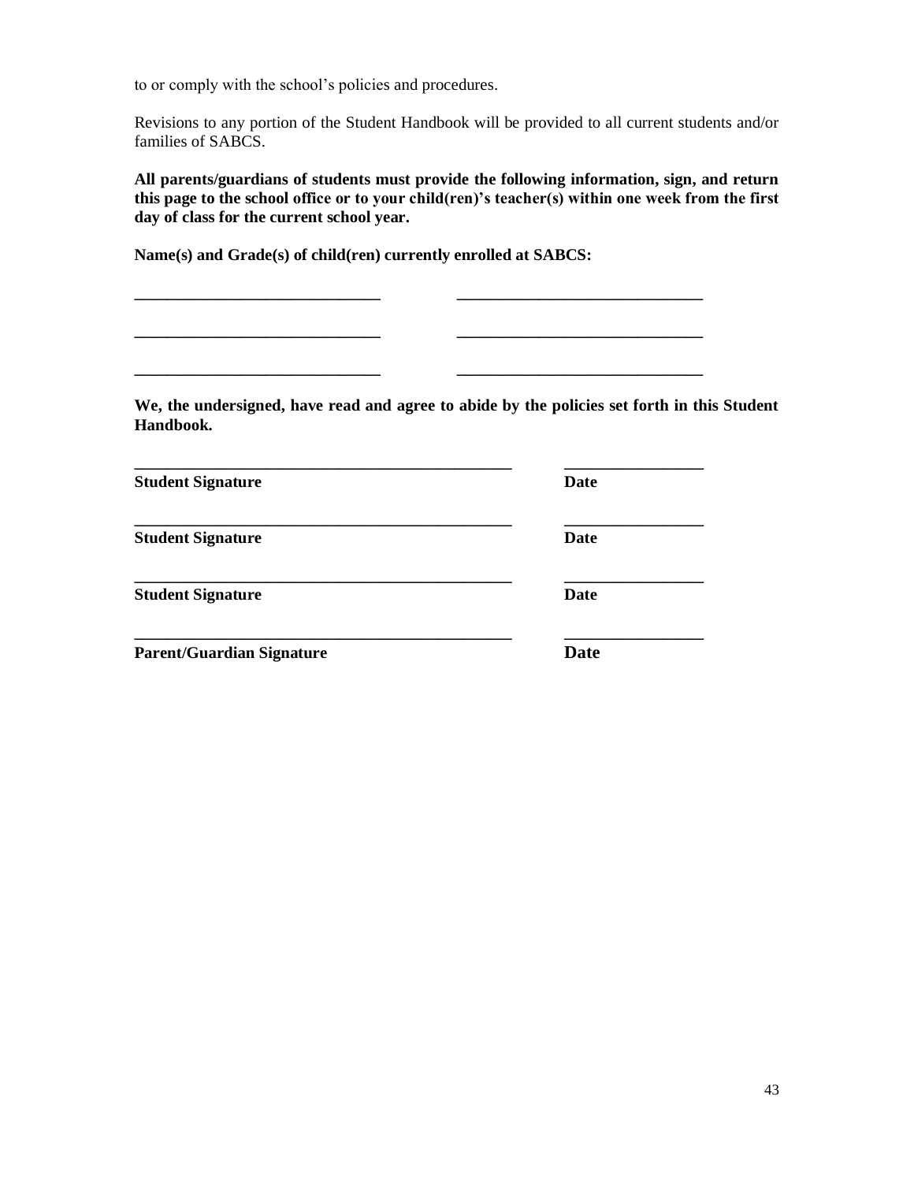to or comply with the school's policies and procedures.

Revisions to any portion of the Student Handbook will be provided to all current students and/or families of SABCS.

**All parents/guardians of students must provide the following information, sign, and return this page to the school office or to your child(ren)'s teacher(s) within one week from the first day of class for the current school year.**

**Name(s) and Grade(s) of child(ren) currently enrolled at SABCS:**

______________________________          ______________________________

______________________________          ______________________________

______________________________          ______________________________

**We, the undersigned, have read and agree to abide by the policies set forth in this Student Handbook.**

______________________________________________          _________________
**Student Signature**          **Date**

______________________________________________          _________________
**Student Signature**          **Date**

______________________________________________          _________________
**Student Signature**          **Date**

______________________________________________          _________________
**Parent/Guardian Signature**          **Date**